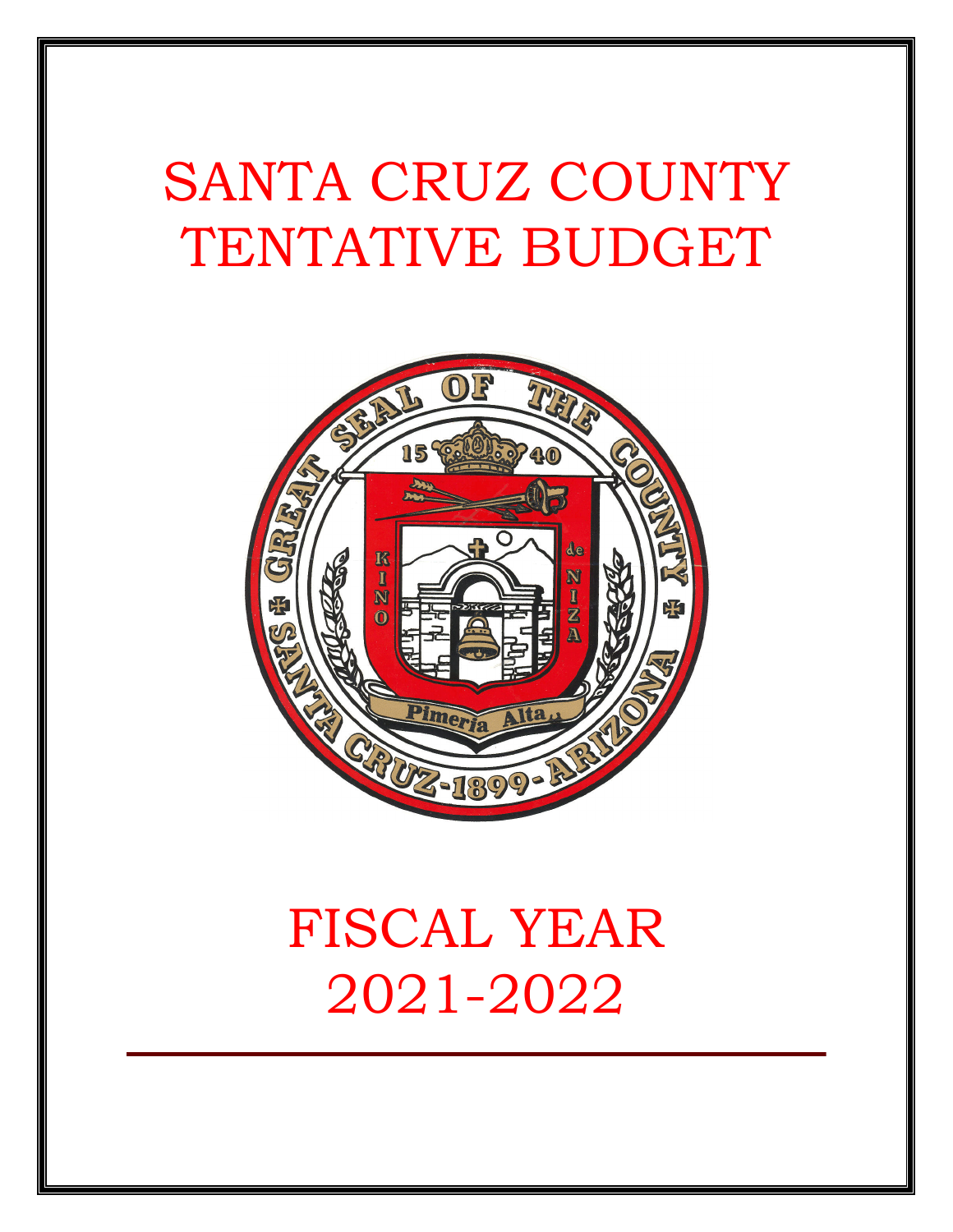# SANTA CRUZ COUNTY TENTATIVE BUDGET

# FISCAL YEAR 2021-2022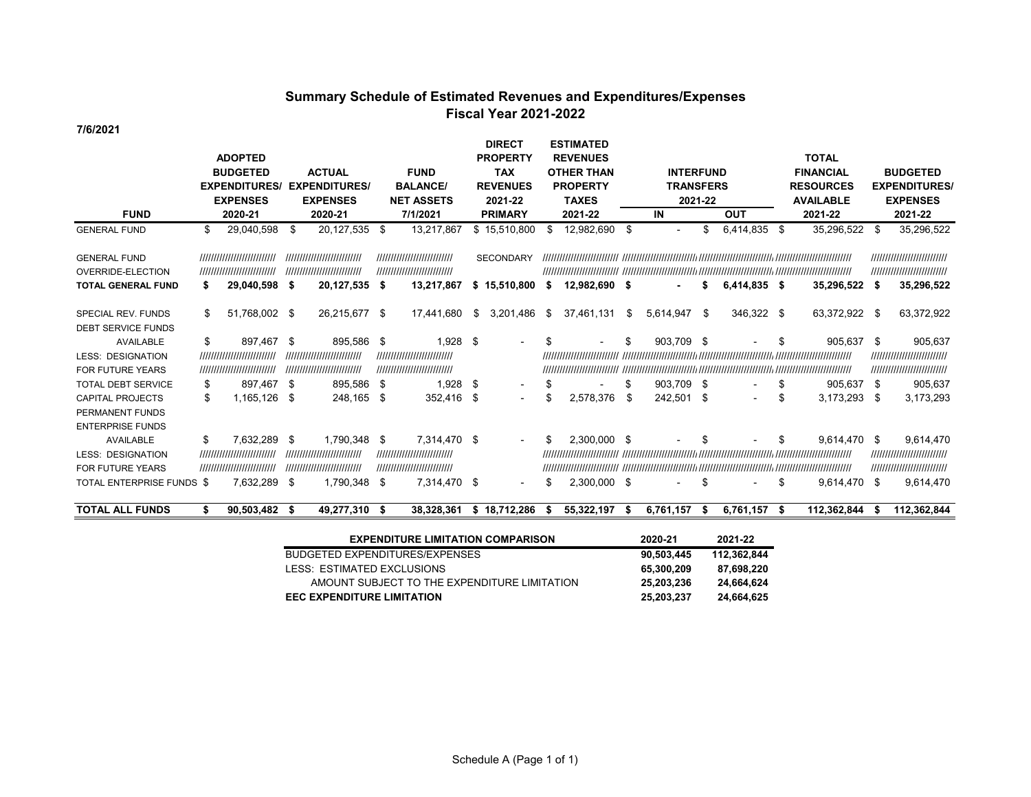# Summary Schedule of Estimated Revenues and Expenditures/Expenses
## Fiscal Year 2021-2022

7/6/2021

| FUND | ADOPTED BUDGETED EXPENDITURES/ EXPENSES 2020-21 | ACTUAL EXPENDITURES/ EXPENSES 2020-21 | FUND BALANCE/ NET ASSETS 7/1/2021 | DIRECT PROPERTY TAX REVENUES 2021-22 PRIMARY | ESTIMATED REVENUES OTHER THAN PROPERTY TAXES 2021-22 | INTERFUND TRANSFERS 2021-22 IN | INTERFUND TRANSFERS 2021-22 OUT | TOTAL FINANCIAL RESOURCES AVAILABLE 2021-22 | BUDGETED EXPENDITURES/ EXPENSES 2021-22 |
|---|---|---|---|---|---|---|---|---|---|
| GENERAL FUND | $ 29,040,598 | $ 20,127,535 | $ 13,217,867 | $ 15,510,800 | $ 12,982,690 | $ - | $ 6,414,835 | $ 35,296,522 | $ 35,296,522 |
| GENERAL FUND | ////////////////////////// | ////////////////////////// | ////////////////////////// | SECONDARY | ////////////////////////// | ////////////////////////// | ////////////////////////// | ////////////////////////// | ////////////////////////// |
| OVERRIDE-ELECTION | ////////////////////////// | ////////////////////////// | ////////////////////////// | | ////////////////////////// | ////////////////////////// | ////////////////////////// | ////////////////////////// | ////////////////////////// |
| **TOTAL GENERAL FUND** | **$ 29,040,598** | **$ 20,127,535** | **$ 13,217,867** | **$ 15,510,800** | **$ 12,982,690** | **$ -** | **$ 6,414,835** | **$ 35,296,522** | **$ 35,296,522** |
| SPECIAL REV. FUNDS | $ 51,768,002 | $ 26,215,677 | $ 17,441,680 | $ 3,201,486 | $ 37,461,131 | $ 5,614,947 | $ 346,322 | $ 63,372,922 | $ 63,372,922 |
| DEBT SERVICE FUNDS | | | | | | | | | |
| AVAILABLE | $ 897,467 | $ 895,586 | $ 1,928 | $ - | $ - | $ 903,709 | $ - | $ 905,637 | $ 905,637 |
| LESS: DESIGNATION | ////////////////////////// | ////////////////////////// | ////////////////////////// | | ////////////////////////// | ////////////////////////// | ////////////////////////// | ////////////////////////// | ////////////////////////// |
| FOR FUTURE YEARS | ////////////////////////// | ////////////////////////// | ////////////////////////// | | ////////////////////////// | ////////////////////////// | ////////////////////////// | ////////////////////////// | ////////////////////////// |
| TOTAL DEBT SERVICE | $ 897,467 | $ 895,586 | $ 1,928 | $ - | $ - | $ 903,709 | $ - | $ 905,637 | $ 905,637 |
| CAPITAL PROJECTS | $ 1,165,126 | $ 248,165 | $ 352,416 | $ - | $ 2,578,376 | $ 242,501 | $ - | $ 3,173,293 | $ 3,173,293 |
| PERMANENT FUNDS | | | | | | | | | |
| ENTERPRISE FUNDS | | | | | | | | | |
| AVAILABLE | $ 7,632,289 | $ 1,790,348 | $ 7,314,470 | $ - | $ 2,300,000 | $ - | $ - | $ 9,614,470 | $ 9,614,470 |
| LESS: DESIGNATION | ////////////////////////// | ////////////////////////// | ////////////////////////// | | ////////////////////////// | ////////////////////////// | ////////////////////////// | ////////////////////////// | ////////////////////////// |
| FOR FUTURE YEARS | ////////////////////////// | ////////////////////////// | ////////////////////////// | | ////////////////////////// | ////////////////////////// | ////////////////////////// | ////////////////////////// | ////////////////////////// |
| TOTAL ENTERPRISE FUNDS | $ 7,632,289 | $ 1,790,348 | $ 7,314,470 | $ - | $ 2,300,000 | $ - | $ - | $ 9,614,470 | $ 9,614,470 |
| **TOTAL ALL FUNDS** | **$ 90,503,482** | **$ 49,277,310** | **$ 38,328,361** | **$ 18,712,286** | **$ 55,322,197** | **$ 6,761,157** | **$ 6,761,157** | **$ 112,362,844** | **$ 112,362,844** |

| EXPENDITURE LIMITATION COMPARISON | 2020-21 | 2021-22 |
|---|---|---|
| BUDGETED EXPENDITURES/EXPENSES | 90,503,445 | 112,362,844 |
| LESS: ESTIMATED EXCLUSIONS | 65,300,209 | 87,698,220 |
| AMOUNT SUBJECT TO THE EXPENDITURE LIMITATION | 25,203,236 | 24,664,624 |
| **EEC EXPENDITURE LIMITATION** | **25,203,237** | **24,664,625** |

Schedule A (Page 1 of 1)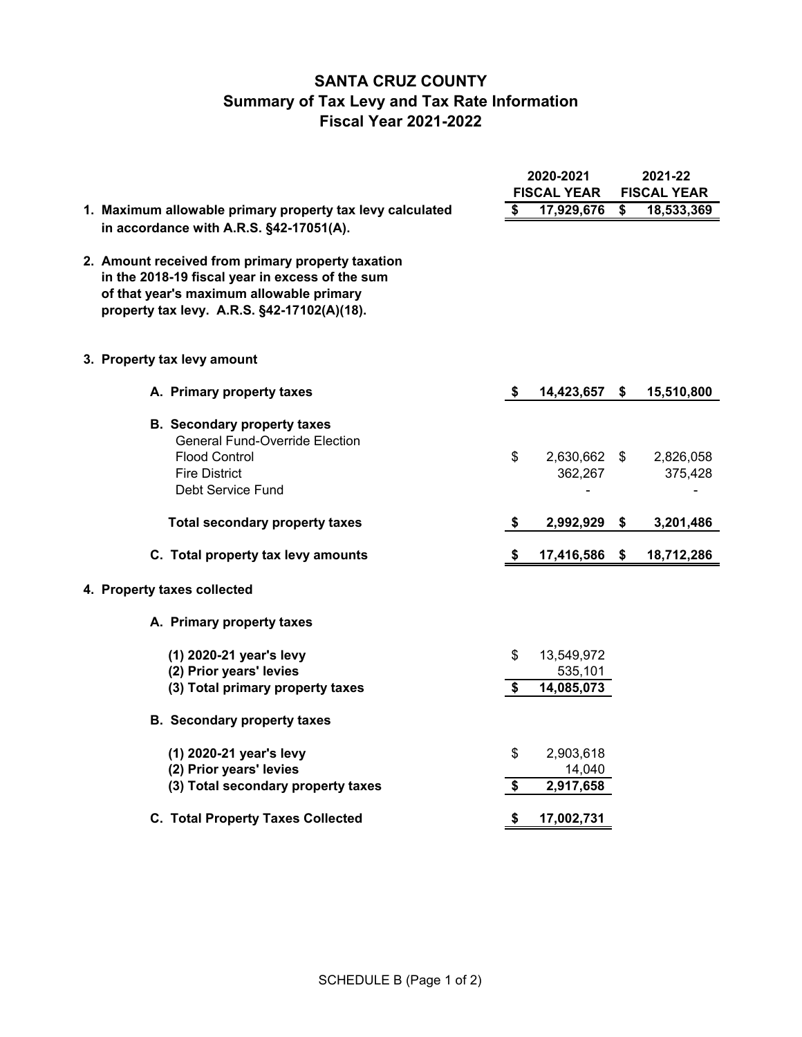# SANTA CRUZ COUNTY
## Summary of Tax Levy and Tax Rate Information
### Fiscal Year 2021-2022

| | 2020-2021 FISCAL YEAR | 2021-22 FISCAL YEAR |
|---|---|---|
| **1. Maximum allowable primary property tax levy calculated in accordance with A.R.S. §42-17051(A).** | **$ 17,929,676** | **$ 18,533,369** |
| **2. Amount received from primary property taxation in the 2018-19 fiscal year in excess of the sum of that year's maximum allowable primary property tax levy. A.R.S. §42-17102(A)(18).** | | |
| **3. Property tax levy amount** | | |
| **A. Primary property taxes** | **$ 14,423,657** | **$ 15,510,800** |
| **B. Secondary property taxes** | | |
| General Fund-Override Election | | |
| Flood Control | $ 2,630,662 | $ 2,826,058 |
| Fire District | 362,267 | 375,428 |
| Debt Service Fund | - | - |
| **Total secondary property taxes** | **$ 2,992,929** | **$ 3,201,486** |
| **C. Total property tax levy amounts** | **$ 17,416,586** | **$ 18,712,286** |
| **4. Property taxes collected** | | |
| **A. Primary property taxes** | | |
| **(1) 2020-21 year's levy** | $ 13,549,972 | |
| **(2) Prior years' levies** | 535,101 | |
| **(3) Total primary property taxes** | **$ 14,085,073** | |
| **B. Secondary property taxes** | | |
| **(1) 2020-21 year's levy** | $ 2,903,618 | |
| **(2) Prior years' levies** | 14,040 | |
| **(3) Total secondary property taxes** | **$ 2,917,658** | |
| **C. Total Property Taxes Collected** | **$ 17,002,731** | |

SCHEDULE B (Page 1 of 2)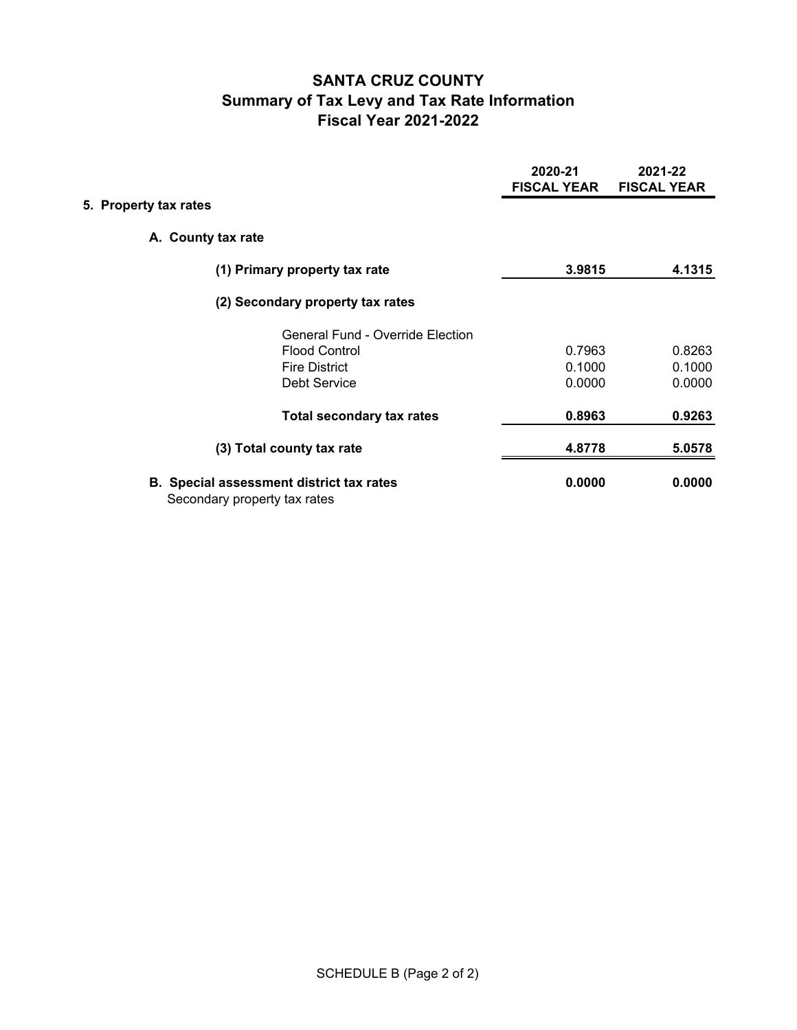# SANTA CRUZ COUNTY
## Summary of Tax Levy and Tax Rate Information
## Fiscal Year 2021-2022

| | 2020-21 FISCAL YEAR | 2021-22 FISCAL YEAR |
|---|---|---|
| **5. Property tax rates** | | |
| **A. County tax rate** | | |
| **(1) Primary property tax rate** | **3.9815** | **4.1315** |
| **(2) Secondary property tax rates** | | |
| General Fund - Override Election | | |
| Flood Control | 0.7963 | 0.8263 |
| Fire District | 0.1000 | 0.1000 |
| Debt Service | 0.0000 | 0.0000 |
| **Total secondary tax rates** | **0.8963** | **0.9263** |
| **(3) Total county tax rate** | **4.8778** | **5.0578** |
| **B. Special assessment district tax rates** Secondary property tax rates | **0.0000** | **0.0000** |

SCHEDULE B (Page 2 of 2)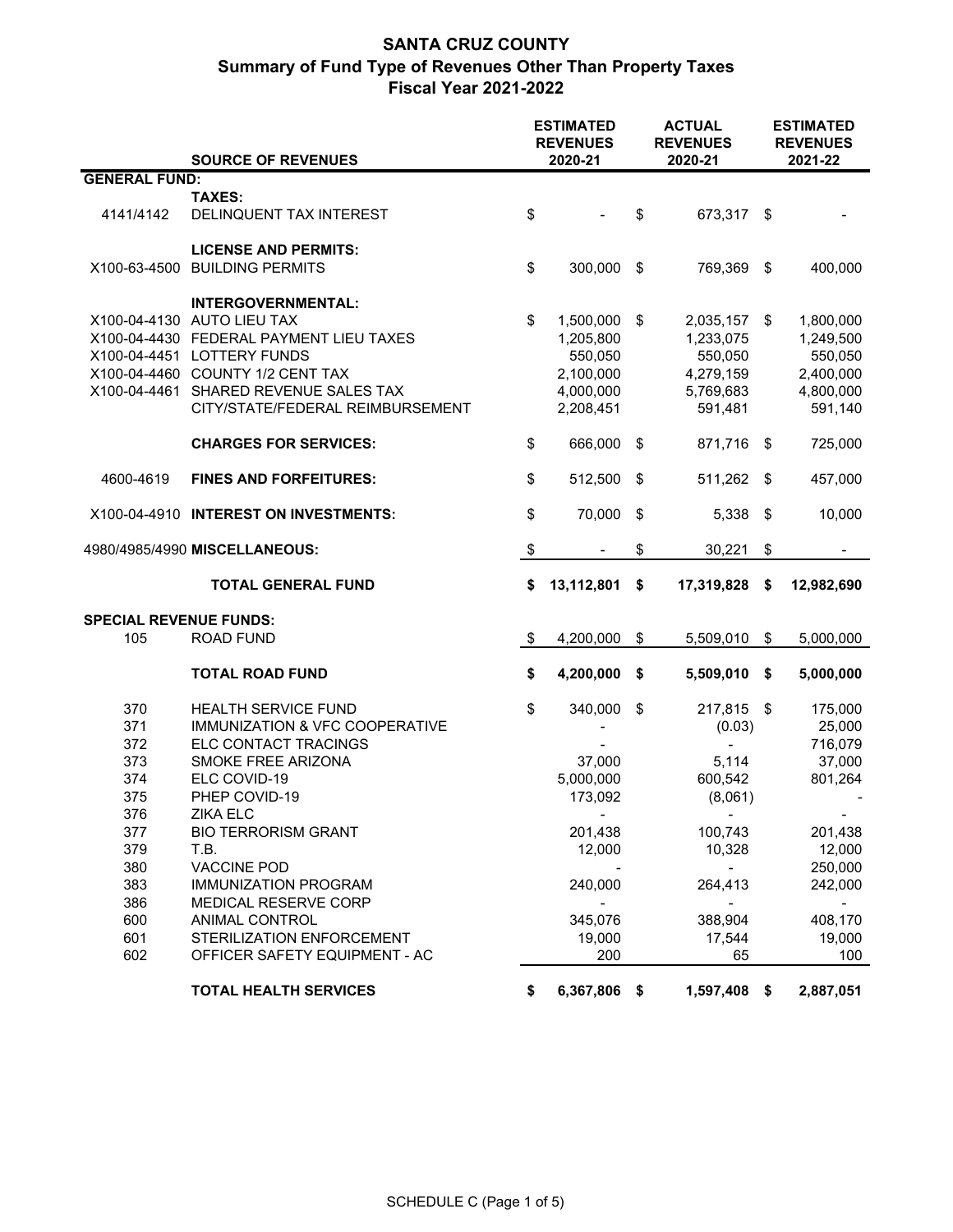# SANTA CRUZ COUNTY
## Summary of Fund Type of Revenues Other Than Property Taxes
## Fiscal Year 2021-2022

| | SOURCE OF REVENUES | ESTIMATED REVENUES 2020-21 | ACTUAL REVENUES 2020-21 | ESTIMATED REVENUES 2021-22 |
|---|---|---|---|---|
| **GENERAL FUND:** | | | | |
| | **TAXES:** | | | |
| 4141/4142 | DELINQUENT TAX INTEREST | $ - | $ 673,317 | $ - |
| | **LICENSE AND PERMITS:** | | | |
| X100-63-4500 | BUILDING PERMITS | $ 300,000 | $ 769,369 | $ 400,000 |
| | **INTERGOVERNMENTAL:** | | | |
| X100-04-4130 | AUTO LIEU TAX | $ 1,500,000 | $ 2,035,157 | $ 1,800,000 |
| X100-04-4430 | FEDERAL PAYMENT LIEU TAXES | 1,205,800 | 1,233,075 | 1,249,500 |
| X100-04-4451 | LOTTERY FUNDS | 550,050 | 550,050 | 550,050 |
| X100-04-4460 | COUNTY 1/2 CENT TAX | 2,100,000 | 4,279,159 | 2,400,000 |
| X100-04-4461 | SHARED REVENUE SALES TAX | 4,000,000 | 5,769,683 | 4,800,000 |
| | CITY/STATE/FEDERAL REIMBURSEMENT | 2,208,451 | 591,481 | 591,140 |
| | **CHARGES FOR SERVICES:** | $ 666,000 | $ 871,716 | $ 725,000 |
| 4600-4619 | **FINES AND FORFEITURES:** | $ 512,500 | $ 511,262 | $ 457,000 |
| X100-04-4910 | **INTEREST ON INVESTMENTS:** | $ 70,000 | $ 5,338 | $ 10,000 |
| 4980/4985/4990 | **MISCELLANEOUS:** | $ - | $ 30,221 | $ - |
| | **TOTAL GENERAL FUND** | **$ 13,112,801** | **$ 17,319,828** | **$ 12,982,690** |
| **SPECIAL REVENUE FUNDS:** | | | | |
| 105 | ROAD FUND | $ 4,200,000 | $ 5,509,010 | $ 5,000,000 |
| | **TOTAL ROAD FUND** | **$ 4,200,000** | **$ 5,509,010** | **$ 5,000,000** |
| 370 | HEALTH SERVICE FUND | $ 340,000 | $ 217,815 | $ 175,000 |
| 371 | IMMUNIZATION & VFC COOPERATIVE | - | (0.03) | 25,000 |
| 372 | ELC CONTACT TRACINGS | - | - | 716,079 |
| 373 | SMOKE FREE ARIZONA | 37,000 | 5,114 | 37,000 |
| 374 | ELC COVID-19 | 5,000,000 | 600,542 | 801,264 |
| 375 | PHEP COVID-19 | 173,092 | (8,061) | - |
| 376 | ZIKA ELC | - | - | - |
| 377 | BIO TERRORISM GRANT | 201,438 | 100,743 | 201,438 |
| 379 | T.B. | 12,000 | 10,328 | 12,000 |
| 380 | VACCINE POD | - | - | 250,000 |
| 383 | IMMUNIZATION PROGRAM | 240,000 | 264,413 | 242,000 |
| 386 | MEDICAL RESERVE CORP | - | - | - |
| 600 | ANIMAL CONTROL | 345,076 | 388,904 | 408,170 |
| 601 | STERILIZATION ENFORCEMENT | 19,000 | 17,544 | 19,000 |
| 602 | OFFICER SAFETY EQUIPMENT - AC | 200 | 65 | 100 |
| | **TOTAL HEALTH SERVICES** | **$ 6,367,806** | **$ 1,597,408** | **$ 2,887,051** |

SCHEDULE C (Page 1 of 5)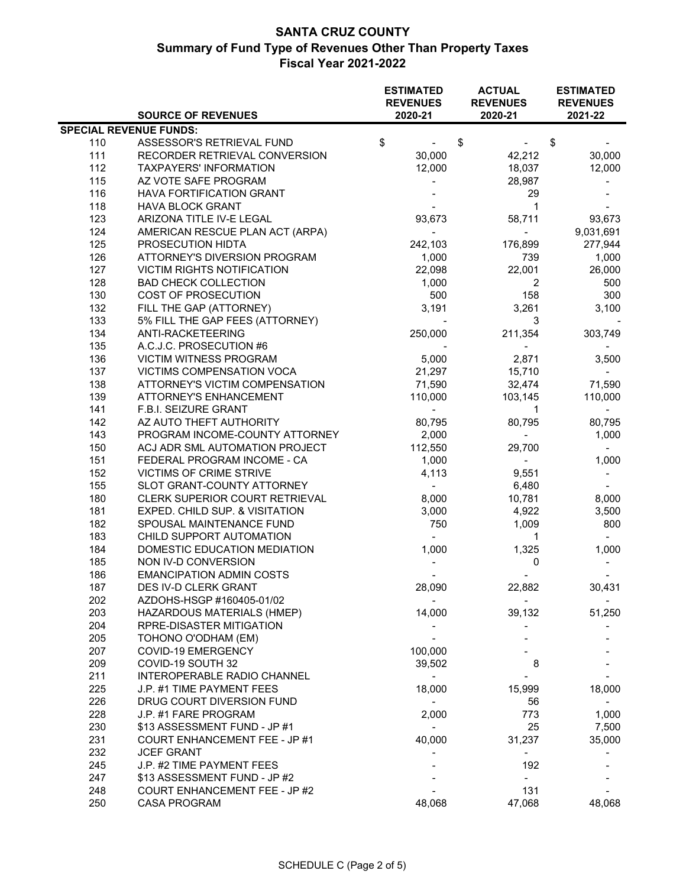# SANTA CRUZ COUNTY
## Summary of Fund Type of Revenues Other Than Property Taxes
## Fiscal Year 2021-2022

| | SOURCE OF REVENUES | ESTIMATED REVENUES 2020-21 | ACTUAL REVENUES 2020-21 | ESTIMATED REVENUES 2021-22 |
|---|---|---|---|---|
| **SPECIAL REVENUE FUNDS:** | | | | |
| 110 | ASSESSOR'S RETRIEVAL FUND | $ - | $ - | $ - |
| 111 | RECORDER RETRIEVAL CONVERSION | 30,000 | 42,212 | 30,000 |
| 112 | TAXPAYERS' INFORMATION | 12,000 | 18,037 | 12,000 |
| 115 | AZ VOTE SAFE PROGRAM | - | 28,987 | - |
| 116 | HAVA FORTIFICATION GRANT | - | 29 | - |
| 118 | HAVA BLOCK GRANT | - | 1 | - |
| 123 | ARIZONA TITLE IV-E LEGAL | 93,673 | 58,711 | 93,673 |
| 124 | AMERICAN RESCUE PLAN ACT (ARPA) | - | - | 9,031,691 |
| 125 | PROSECUTION HIDTA | 242,103 | 176,899 | 277,944 |
| 126 | ATTORNEY'S DIVERSION PROGRAM | 1,000 | 739 | 1,000 |
| 127 | VICTIM RIGHTS NOTIFICATION | 22,098 | 22,001 | 26,000 |
| 128 | BAD CHECK COLLECTION | 1,000 | 2 | 500 |
| 130 | COST OF PROSECUTION | 500 | 158 | 300 |
| 132 | FILL THE GAP (ATTORNEY) | 3,191 | 3,261 | 3,100 |
| 133 | 5% FILL THE GAP FEES (ATTORNEY) | - | 3 | - |
| 134 | ANTI-RACKETEERING | 250,000 | 211,354 | 303,749 |
| 135 | A.C.J.C. PROSECUTION #6 | - | - | - |
| 136 | VICTIM WITNESS PROGRAM | 5,000 | 2,871 | 3,500 |
| 137 | VICTIMS COMPENSATION VOCA | 21,297 | 15,710 | - |
| 138 | ATTORNEY'S VICTIM COMPENSATION | 71,590 | 32,474 | 71,590 |
| 139 | ATTORNEY'S ENHANCEMENT | 110,000 | 103,145 | 110,000 |
| 141 | F.B.I. SEIZURE GRANT | - | 1 | - |
| 142 | AZ AUTO THEFT AUTHORITY | 80,795 | 80,795 | 80,795 |
| 143 | PROGRAM INCOME-COUNTY ATTORNEY | 2,000 | - | 1,000 |
| 150 | ACJ ADR SML AUTOMATION PROJECT | 112,550 | 29,700 | - |
| 151 | FEDERAL PROGRAM INCOME - CA | 1,000 | - | 1,000 |
| 152 | VICTIMS OF CRIME STRIVE | 4,113 | 9,551 | - |
| 155 | SLOT GRANT-COUNTY ATTORNEY | - | 6,480 | - |
| 180 | CLERK SUPERIOR COURT RETRIEVAL | 8,000 | 10,781 | 8,000 |
| 181 | EXPED. CHILD SUP. & VISITATION | 3,000 | 4,922 | 3,500 |
| 182 | SPOUSAL MAINTENANCE FUND | 750 | 1,009 | 800 |
| 183 | CHILD SUPPORT AUTOMATION | - | 1 | - |
| 184 | DOMESTIC EDUCATION MEDIATION | 1,000 | 1,325 | 1,000 |
| 185 | NON IV-D CONVERSION | - | 0 | - |
| 186 | EMANCIPATION ADMIN COSTS | - | - | - |
| 187 | DES IV-D CLERK GRANT | 28,090 | 22,882 | 30,431 |
| 202 | AZDOHS-HSGP #160405-01/02 | - | - | - |
| 203 | HAZARDOUS MATERIALS (HMEP) | 14,000 | 39,132 | 51,250 |
| 204 | RPRE-DISASTER MITIGATION | - | - | - |
| 205 | TOHONO O'ODHAM (EM) | - | - | - |
| 207 | COVID-19 EMERGENCY | 100,000 | - | - |
| 209 | COVID-19 SOUTH 32 | 39,502 | 8 | - |
| 211 | INTEROPERABLE RADIO CHANNEL | - | - | - |
| 225 | J.P. #1 TIME PAYMENT FEES | 18,000 | 15,999 | 18,000 |
| 226 | DRUG COURT DIVERSION FUND | - | 56 | - |
| 228 | J.P. #1 FARE PROGRAM | 2,000 | 773 | 1,000 |
| 230 | $13 ASSESSMENT FUND - JP #1 | - | 25 | 7,500 |
| 231 | COURT ENHANCEMENT FEE - JP #1 | 40,000 | 31,237 | 35,000 |
| 232 | JCEF GRANT | - | - | - |
| 245 | J.P. #2 TIME PAYMENT FEES | - | 192 | - |
| 247 | $13 ASSESSMENT FUND - JP #2 | - | - | - |
| 248 | COURT ENHANCEMENT FEE - JP #2 | - | 131 | - |
| 250 | CASA PROGRAM | 48,068 | 47,068 | 48,068 |

SCHEDULE C (Page 2 of 5)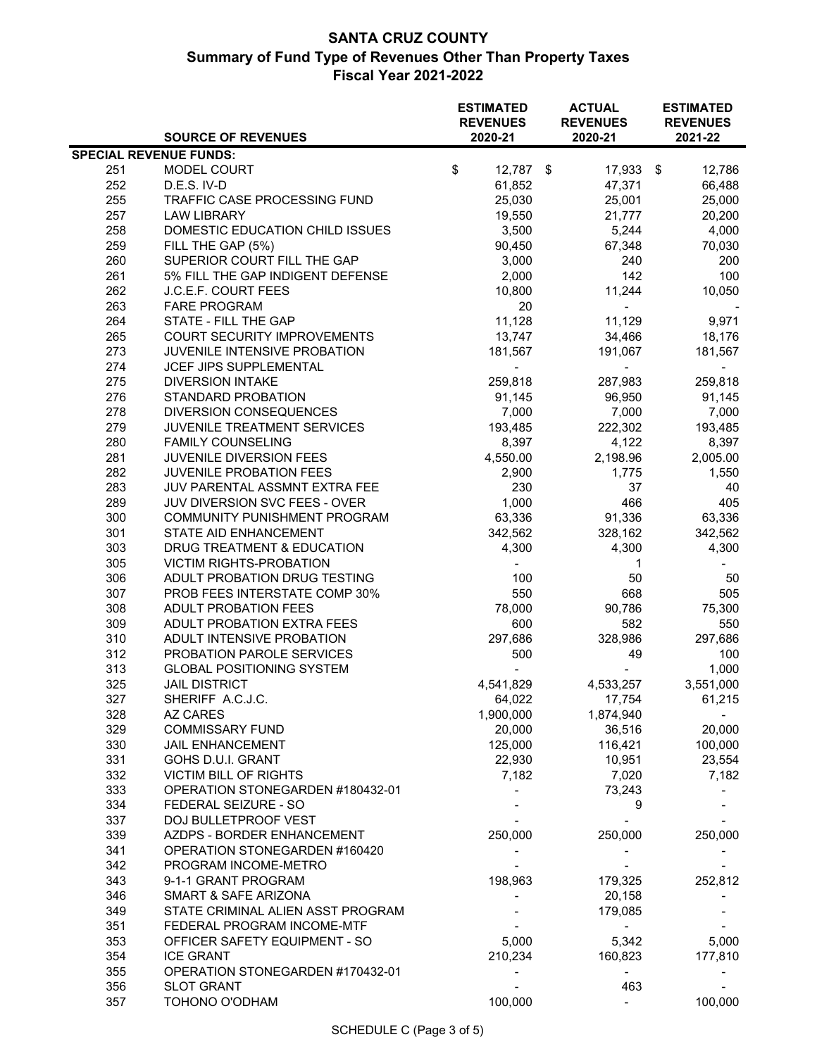# SANTA CRUZ COUNTY
## Summary of Fund Type of Revenues Other Than Property Taxes
### Fiscal Year 2021-2022

| | SOURCE OF REVENUES | ESTIMATED REVENUES 2020-21 | ACTUAL REVENUES 2020-21 | ESTIMATED REVENUES 2021-22 |
|---|---|---|---|---|
| **SPECIAL REVENUE FUNDS:** | | | | |
| 251 | MODEL COURT | $ 12,787 | $ 17,933 | $ 12,786 |
| 252 | D.E.S. IV-D | 61,852 | 47,371 | 66,488 |
| 255 | TRAFFIC CASE PROCESSING FUND | 25,030 | 25,001 | 25,000 |
| 257 | LAW LIBRARY | 19,550 | 21,777 | 20,200 |
| 258 | DOMESTIC EDUCATION CHILD ISSUES | 3,500 | 5,244 | 4,000 |
| 259 | FILL THE GAP (5%) | 90,450 | 67,348 | 70,030 |
| 260 | SUPERIOR COURT FILL THE GAP | 3,000 | 240 | 200 |
| 261 | 5% FILL THE GAP INDIGENT DEFENSE | 2,000 | 142 | 100 |
| 262 | J.C.E.F. COURT FEES | 10,800 | 11,244 | 10,050 |
| 263 | FARE PROGRAM | 20 | - | - |
| 264 | STATE - FILL THE GAP | 11,128 | 11,129 | 9,971 |
| 265 | COURT SECURITY IMPROVEMENTS | 13,747 | 34,466 | 18,176 |
| 273 | JUVENILE INTENSIVE PROBATION | 181,567 | 191,067 | 181,567 |
| 274 | JCEF JIPS SUPPLEMENTAL | - | - | - |
| 275 | DIVERSION INTAKE | 259,818 | 287,983 | 259,818 |
| 276 | STANDARD PROBATION | 91,145 | 96,950 | 91,145 |
| 278 | DIVERSION CONSEQUENCES | 7,000 | 7,000 | 7,000 |
| 279 | JUVENILE TREATMENT SERVICES | 193,485 | 222,302 | 193,485 |
| 280 | FAMILY COUNSELING | 8,397 | 4,122 | 8,397 |
| 281 | JUVENILE DIVERSION FEES | 4,550.00 | 2,198.96 | 2,005.00 |
| 282 | JUVENILE PROBATION FEES | 2,900 | 1,775 | 1,550 |
| 283 | JUV PARENTAL ASSMNT EXTRA FEE | 230 | 37 | 40 |
| 289 | JUV DIVERSION SVC FEES - OVER | 1,000 | 466 | 405 |
| 300 | COMMUNITY PUNISHMENT PROGRAM | 63,336 | 91,336 | 63,336 |
| 301 | STATE AID ENHANCEMENT | 342,562 | 328,162 | 342,562 |
| 303 | DRUG TREATMENT & EDUCATION | 4,300 | 4,300 | 4,300 |
| 305 | VICTIM RIGHTS-PROBATION | - | 1 | - |
| 306 | ADULT PROBATION DRUG TESTING | 100 | 50 | 50 |
| 307 | PROB FEES INTERSTATE COMP 30% | 550 | 668 | 505 |
| 308 | ADULT PROBATION FEES | 78,000 | 90,786 | 75,300 |
| 309 | ADULT PROBATION EXTRA FEES | 600 | 582 | 550 |
| 310 | ADULT INTENSIVE PROBATION | 297,686 | 328,986 | 297,686 |
| 312 | PROBATION PAROLE SERVICES | 500 | 49 | 100 |
| 313 | GLOBAL POSITIONING SYSTEM | - | - | 1,000 |
| 325 | JAIL DISTRICT | 4,541,829 | 4,533,257 | 3,551,000 |
| 327 | SHERIFF A.C.J.C. | 64,022 | 17,754 | 61,215 |
| 328 | AZ CARES | 1,900,000 | 1,874,940 | - |
| 329 | COMMISSARY FUND | 20,000 | 36,516 | 20,000 |
| 330 | JAIL ENHANCEMENT | 125,000 | 116,421 | 100,000 |
| 331 | GOHS D.U.I. GRANT | 22,930 | 10,951 | 23,554 |
| 332 | VICTIM BILL OF RIGHTS | 7,182 | 7,020 | 7,182 |
| 333 | OPERATION STONEGARDEN #180432-01 | - | 73,243 | - |
| 334 | FEDERAL SEIZURE - SO | - | 9 | - |
| 337 | DOJ BULLETPROOF VEST | - | - | - |
| 339 | AZDPS - BORDER ENHANCEMENT | 250,000 | 250,000 | 250,000 |
| 341 | OPERATION STONEGARDEN #160420 | - | - | - |
| 342 | PROGRAM INCOME-METRO | - | - | - |
| 343 | 9-1-1 GRANT PROGRAM | 198,963 | 179,325 | 252,812 |
| 346 | SMART & SAFE ARIZONA | - | 20,158 | - |
| 349 | STATE CRIMINAL ALIEN ASST PROGRAM | - | 179,085 | - |
| 351 | FEDERAL PROGRAM INCOME-MTF | - | - | - |
| 353 | OFFICER SAFETY EQUIPMENT - SO | 5,000 | 5,342 | 5,000 |
| 354 | ICE GRANT | 210,234 | 160,823 | 177,810 |
| 355 | OPERATION STONEGARDEN #170432-01 | - | - | - |
| 356 | SLOT GRANT | - | 463 | - |
| 357 | TOHONO O'ODHAM | 100,000 | - | 100,000 |

SCHEDULE C (Page 3 of 5)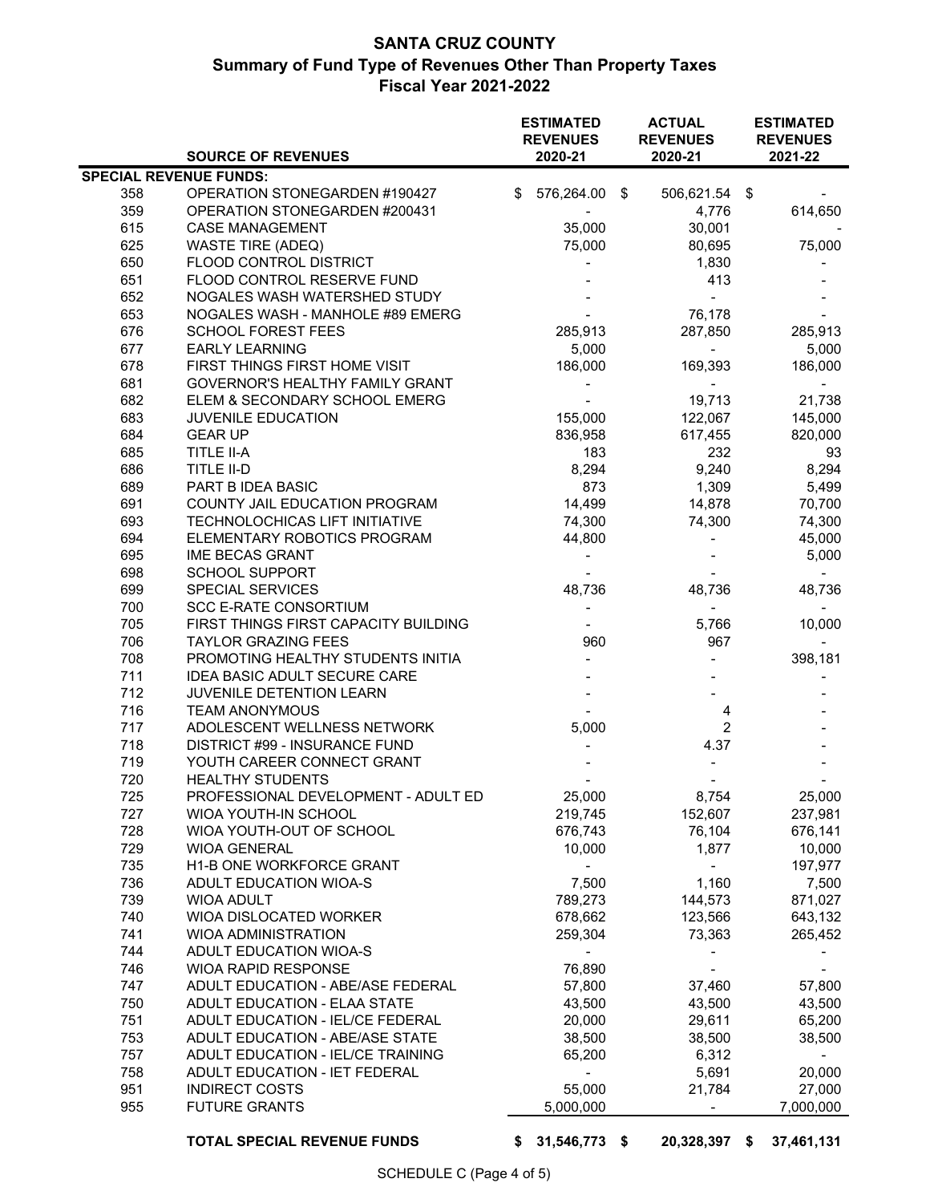# SANTA CRUZ COUNTY
## Summary of Fund Type of Revenues Other Than Property Taxes
### Fiscal Year 2021-2022

| | SOURCE OF REVENUES | ESTIMATED REVENUES 2020-21 | ACTUAL REVENUES 2020-21 | ESTIMATED REVENUES 2021-22 |
|---|---|---|---|---|
| **SPECIAL REVENUE FUNDS:** | | | | |
| 358 | OPERATION STONEGARDEN #190427 | $ 576,264.00 | $ 506,621.54 | $ - |
| 359 | OPERATION STONEGARDEN #200431 | - | 4,776 | 614,650 |
| 615 | CASE MANAGEMENT | 35,000 | 30,001 | - |
| 625 | WASTE TIRE (ADEQ) | 75,000 | 80,695 | 75,000 |
| 650 | FLOOD CONTROL DISTRICT | - | 1,830 | - |
| 651 | FLOOD CONTROL RESERVE FUND | - | 413 | - |
| 652 | NOGALES WASH WATERSHED STUDY | - | - | - |
| 653 | NOGALES WASH - MANHOLE #89 EMERG | - | 76,178 | - |
| 676 | SCHOOL FOREST FEES | 285,913 | 287,850 | 285,913 |
| 677 | EARLY LEARNING | 5,000 | - | 5,000 |
| 678 | FIRST THINGS FIRST HOME VISIT | 186,000 | 169,393 | 186,000 |
| 681 | GOVERNOR'S HEALTHY FAMILY GRANT | - | - | - |
| 682 | ELEM & SECONDARY SCHOOL EMERG | - | 19,713 | 21,738 |
| 683 | JUVENILE EDUCATION | 155,000 | 122,067 | 145,000 |
| 684 | GEAR UP | 836,958 | 617,455 | 820,000 |
| 685 | TITLE II-A | 183 | 232 | 93 |
| 686 | TITLE II-D | 8,294 | 9,240 | 8,294 |
| 689 | PART B IDEA BASIC | 873 | 1,309 | 5,499 |
| 691 | COUNTY JAIL EDUCATION PROGRAM | 14,499 | 14,878 | 70,700 |
| 693 | TECHNOLOCHICAS LIFT INITIATIVE | 74,300 | 74,300 | 74,300 |
| 694 | ELEMENTARY ROBOTICS PROGRAM | 44,800 | - | 45,000 |
| 695 | IME BECAS GRANT | - | - | 5,000 |
| 698 | SCHOOL SUPPORT | - | - | - |
| 699 | SPECIAL SERVICES | 48,736 | 48,736 | 48,736 |
| 700 | SCC E-RATE CONSORTIUM | - | - | - |
| 705 | FIRST THINGS FIRST CAPACITY BUILDING | - | 5,766 | 10,000 |
| 706 | TAYLOR GRAZING FEES | 960 | 967 | - |
| 708 | PROMOTING HEALTHY STUDENTS INITIA | - | - | 398,181 |
| 711 | IDEA BASIC ADULT SECURE CARE | - | - | - |
| 712 | JUVENILE DETENTION LEARN | - | - | - |
| 716 | TEAM ANONYMOUS | - | 4 | - |
| 717 | ADOLESCENT WELLNESS NETWORK | 5,000 | 2 | - |
| 718 | DISTRICT #99 - INSURANCE FUND | - | 4.37 | - |
| 719 | YOUTH CAREER CONNECT GRANT | - | - | - |
| 720 | HEALTHY STUDENTS | - | - | - |
| 725 | PROFESSIONAL DEVELOPMENT - ADULT ED | 25,000 | 8,754 | 25,000 |
| 727 | WIOA YOUTH-IN SCHOOL | 219,745 | 152,607 | 237,981 |
| 728 | WIOA YOUTH-OUT OF SCHOOL | 676,743 | 76,104 | 676,141 |
| 729 | WIOA GENERAL | 10,000 | 1,877 | 10,000 |
| 735 | H1-B ONE WORKFORCE GRANT | - | - | 197,977 |
| 736 | ADULT EDUCATION WIOA-S | 7,500 | 1,160 | 7,500 |
| 739 | WIOA ADULT | 789,273 | 144,573 | 871,027 |
| 740 | WIOA DISLOCATED WORKER | 678,662 | 123,566 | 643,132 |
| 741 | WIOA ADMINISTRATION | 259,304 | 73,363 | 265,452 |
| 744 | ADULT EDUCATION WIOA-S | - | - | - |
| 746 | WIOA RAPID RESPONSE | 76,890 | - | - |
| 747 | ADULT EDUCATION - ABE/ASE FEDERAL | 57,800 | 37,460 | 57,800 |
| 750 | ADULT EDUCATION - ELAA STATE | 43,500 | 43,500 | 43,500 |
| 751 | ADULT EDUCATION - IEL/CE FEDERAL | 20,000 | 29,611 | 65,200 |
| 753 | ADULT EDUCATION - ABE/ASE STATE | 38,500 | 38,500 | 38,500 |
| 757 | ADULT EDUCATION - IEL/CE TRAINING | 65,200 | 6,312 | - |
| 758 | ADULT EDUCATION - IET FEDERAL | - | 5,691 | 20,000 |
| 951 | INDIRECT COSTS | 55,000 | 21,784 | 27,000 |
| 955 | FUTURE GRANTS | 5,000,000 | - | 7,000,000 |
| | **TOTAL SPECIAL REVENUE FUNDS** | **$ 31,546,773** | **$ 20,328,397** | **$ 37,461,131** |

SCHEDULE C (Page 4 of 5)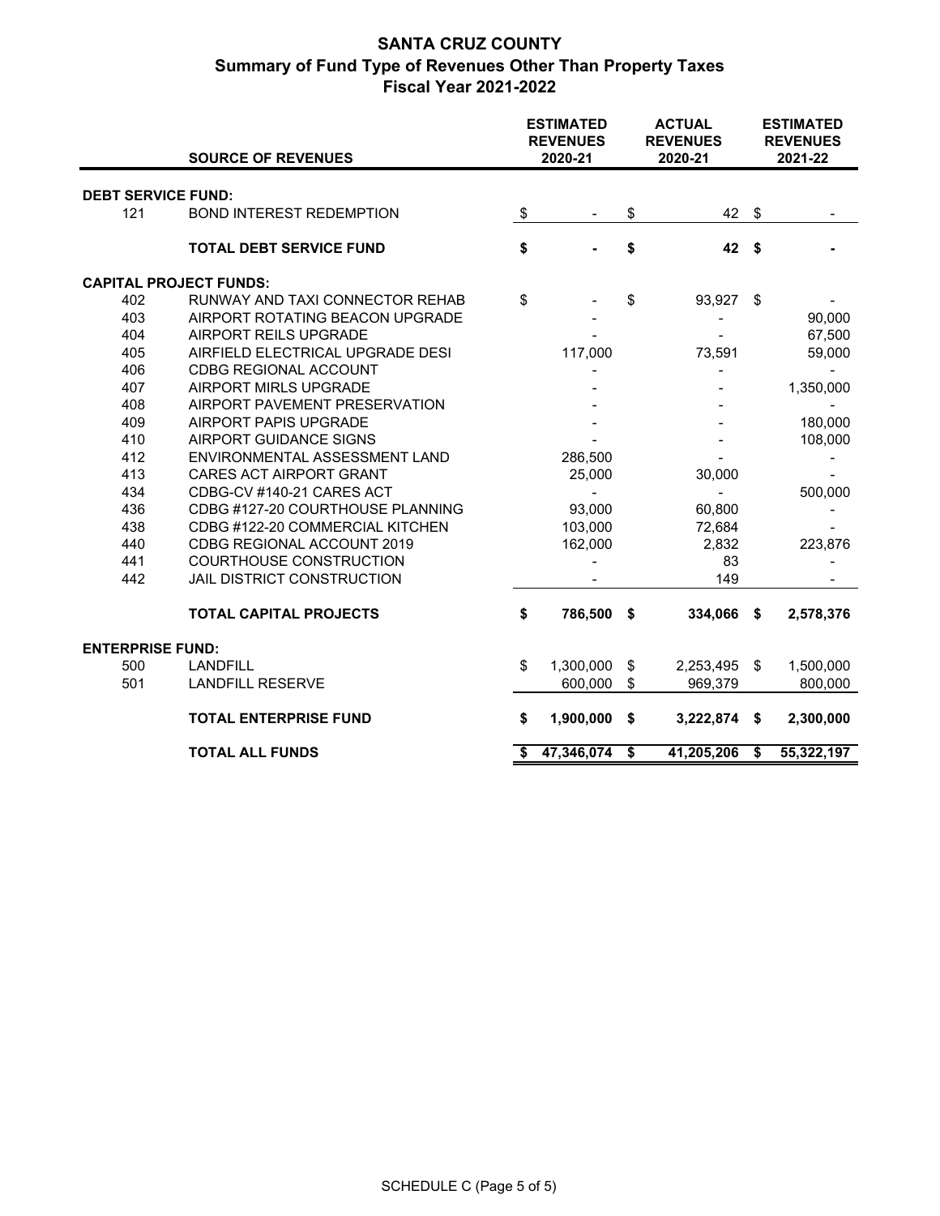# SANTA CRUZ COUNTY
## Summary of Fund Type of Revenues Other Than Property Taxes
### Fiscal Year 2021-2022

| | SOURCE OF REVENUES | ESTIMATED REVENUES 2020-21 | ACTUAL REVENUES 2020-21 | ESTIMATED REVENUES 2021-22 |
|---|---|---|---|---|
| **DEBT SERVICE FUND:** | | | | |
| 121 | BOND INTEREST REDEMPTION | $ - | $ 42 | $ - |
| | **TOTAL DEBT SERVICE FUND** | **$ -** | **$ 42** | **$ -** |
| **CAPITAL PROJECT FUNDS:** | | | | |
| 402 | RUNWAY AND TAXI CONNECTOR REHAB | $ - | $ 93,927 | $ - |
| 403 | AIRPORT ROTATING BEACON UPGRADE | - | - | 90,000 |
| 404 | AIRPORT REILS UPGRADE | - | - | 67,500 |
| 405 | AIRFIELD ELECTRICAL UPGRADE DESI | 117,000 | 73,591 | 59,000 |
| 406 | CDBG REGIONAL ACCOUNT | - | - | - |
| 407 | AIRPORT MIRLS UPGRADE | - | - | 1,350,000 |
| 408 | AIRPORT PAVEMENT PRESERVATION | - | - | - |
| 409 | AIRPORT PAPIS UPGRADE | - | - | 180,000 |
| 410 | AIRPORT GUIDANCE SIGNS | - | - | 108,000 |
| 412 | ENVIRONMENTAL ASSESSMENT LAND | 286,500 | - | - |
| 413 | CARES ACT AIRPORT GRANT | 25,000 | 30,000 | - |
| 434 | CDBG-CV #140-21 CARES ACT | - | - | 500,000 |
| 436 | CDBG #127-20 COURTHOUSE PLANNING | 93,000 | 60,800 | - |
| 438 | CDBG #122-20 COMMERCIAL KITCHEN | 103,000 | 72,684 | - |
| 440 | CDBG REGIONAL ACCOUNT 2019 | 162,000 | 2,832 | 223,876 |
| 441 | COURTHOUSE CONSTRUCTION | - | 83 | - |
| 442 | JAIL DISTRICT CONSTRUCTION | - | 149 | - |
| | **TOTAL CAPITAL PROJECTS** | **$ 786,500** | **$ 334,066** | **$ 2,578,376** |
| **ENTERPRISE FUND:** | | | | |
| 500 | LANDFILL | $ 1,300,000 | $ 2,253,495 | $ 1,500,000 |
| 501 | LANDFILL RESERVE | 600,000 | $ 969,379 | 800,000 |
| | **TOTAL ENTERPRISE FUND** | **$ 1,900,000** | **$ 3,222,874** | **$ 2,300,000** |
| | **TOTAL ALL FUNDS** | **$ 47,346,074** | **$ 41,205,206** | **$ 55,322,197** |

SCHEDULE C (Page 5 of 5)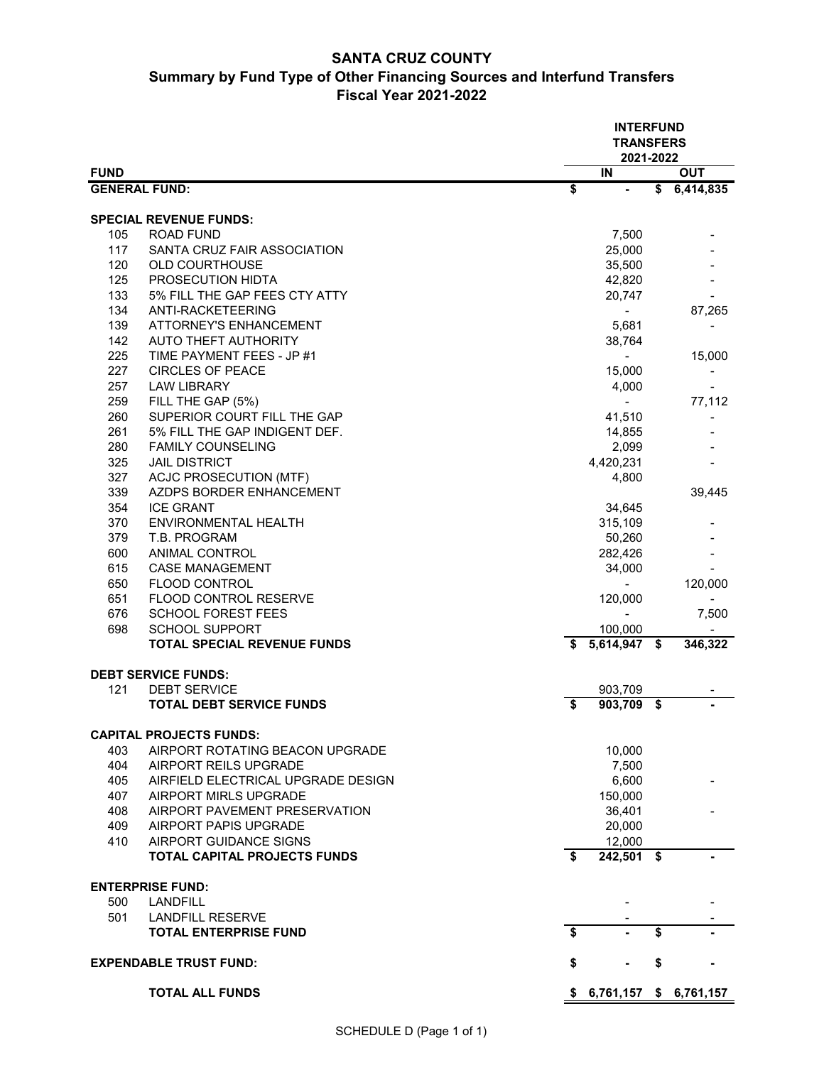# SANTA CRUZ COUNTY
## Summary by Fund Type of Other Financing Sources and Interfund Transfers
## Fiscal Year 2021-2022

| FUND | | INTERFUND TRANSFERS 2021-2022 IN | INTERFUND TRANSFERS 2021-2022 OUT |
|---|---|---|---|
| **GENERAL FUND:** | | **$ -** | **$ 6,414,835** |
| **SPECIAL REVENUE FUNDS:** | | | |
| 105 | ROAD FUND | 7,500 | - |
| 117 | SANTA CRUZ FAIR ASSOCIATION | 25,000 | - |
| 120 | OLD COURTHOUSE | 35,500 | - |
| 125 | PROSECUTION HIDTA | 42,820 | - |
| 133 | 5% FILL THE GAP FEES CTY ATTY | 20,747 | - |
| 134 | ANTI-RACKETEERING | - | 87,265 |
| 139 | ATTORNEY'S ENHANCEMENT | 5,681 | - |
| 142 | AUTO THEFT AUTHORITY | 38,764 | |
| 225 | TIME PAYMENT FEES - JP #1 | - | 15,000 |
| 227 | CIRCLES OF PEACE | 15,000 | - |
| 257 | LAW LIBRARY | 4,000 | - |
| 259 | FILL THE GAP (5%) | - | 77,112 |
| 260 | SUPERIOR COURT FILL THE GAP | 41,510 | - |
| 261 | 5% FILL THE GAP INDIGENT DEF. | 14,855 | - |
| 280 | FAMILY COUNSELING | 2,099 | - |
| 325 | JAIL DISTRICT | 4,420,231 | - |
| 327 | ACJC PROSECUTION (MTF) | 4,800 | |
| 339 | AZDPS BORDER ENHANCEMENT | | 39,445 |
| 354 | ICE GRANT | 34,645 | |
| 370 | ENVIRONMENTAL HEALTH | 315,109 | - |
| 379 | T.B. PROGRAM | 50,260 | - |
| 600 | ANIMAL CONTROL | 282,426 | - |
| 615 | CASE MANAGEMENT | 34,000 | - |
| 650 | FLOOD CONTROL | - | 120,000 |
| 651 | FLOOD CONTROL RESERVE | 120,000 | - |
| 676 | SCHOOL FOREST FEES | - | 7,500 |
| 698 | SCHOOL SUPPORT | 100,000 | - |
| | **TOTAL SPECIAL REVENUE FUNDS** | **$ 5,614,947** | **$ 346,322** |
| **DEBT SERVICE FUNDS:** | | | |
| 121 | DEBT SERVICE | 903,709 | - |
| | **TOTAL DEBT SERVICE FUNDS** | **$ 903,709** | **$ -** |
| **CAPITAL PROJECTS FUNDS:** | | | |
| 403 | AIRPORT ROTATING BEACON UPGRADE | 10,000 | |
| 404 | AIRPORT REILS UPGRADE | 7,500 | |
| 405 | AIRFIELD ELECTRICAL UPGRADE DESIGN | 6,600 | - |
| 407 | AIRPORT MIRLS UPGRADE | 150,000 | |
| 408 | AIRPORT PAVEMENT PRESERVATION | 36,401 | - |
| 409 | AIRPORT PAPIS UPGRADE | 20,000 | |
| 410 | AIRPORT GUIDANCE SIGNS | 12,000 | |
| | **TOTAL CAPITAL PROJECTS FUNDS** | **$ 242,501** | **$ -** |
| **ENTERPRISE FUND:** | | | |
| 500 | LANDFILL | - | - |
| 501 | LANDFILL RESERVE | - | - |
| | **TOTAL ENTERPRISE FUND** | **$ -** | **$ -** |
| **EXPENDABLE TRUST FUND:** | | **$ -** | **$ -** |
| | **TOTAL ALL FUNDS** | **$ 6,761,157** | **$ 6,761,157** |

SCHEDULE D (Page 1 of 1)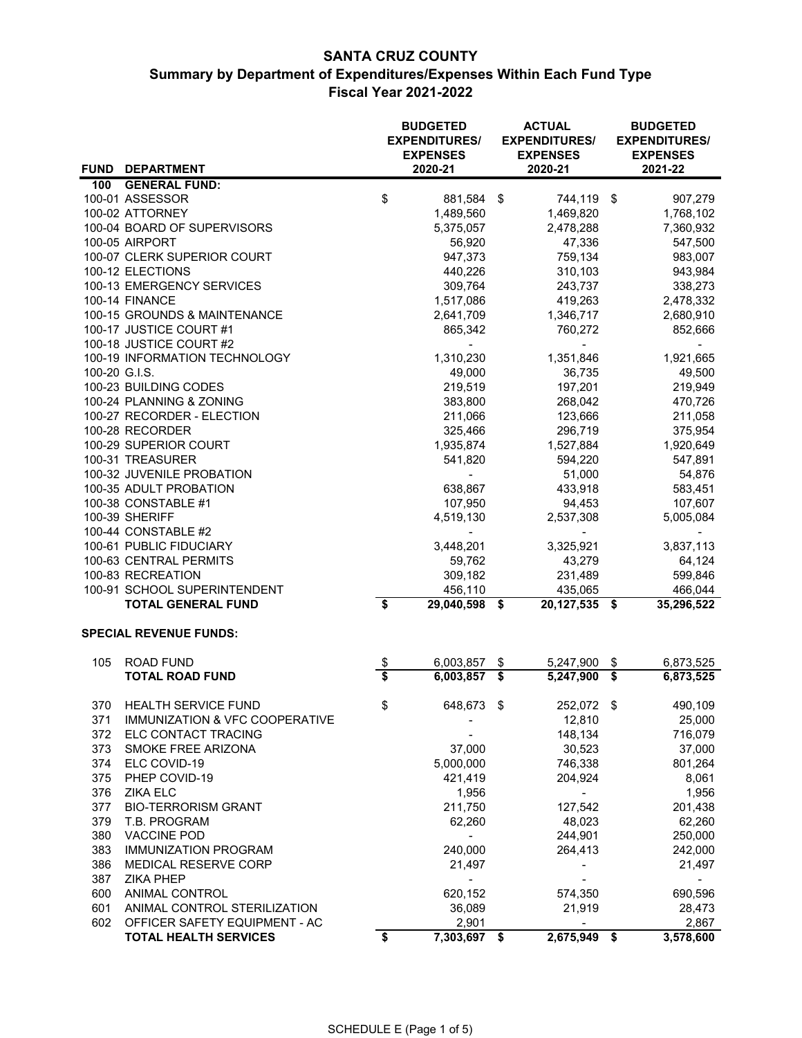# SANTA CRUZ COUNTY

## Summary by Department of Expenditures/Expenses Within Each Fund Type

### Fiscal Year 2021-2022

| FUND | DEPARTMENT | BUDGETED EXPENDITURES/ EXPENSES 2020-21 | ACTUAL EXPENDITURES/ EXPENSES 2020-21 | BUDGETED EXPENDITURES/ EXPENSES 2021-22 |
|---|---|---|---|---|
| **100** | **GENERAL FUND:** | | | |
| 100-01 | ASSESSOR | $ 881,584 | $ 744,119 | $ 907,279 |
| 100-02 | ATTORNEY | 1,489,560 | 1,469,820 | 1,768,102 |
| 100-04 | BOARD OF SUPERVISORS | 5,375,057 | 2,478,288 | 7,360,932 |
| 100-05 | AIRPORT | 56,920 | 47,336 | 547,500 |
| 100-07 | CLERK SUPERIOR COURT | 947,373 | 759,134 | 983,007 |
| 100-12 | ELECTIONS | 440,226 | 310,103 | 943,984 |
| 100-13 | EMERGENCY SERVICES | 309,764 | 243,737 | 338,273 |
| 100-14 | FINANCE | 1,517,086 | 419,263 | 2,478,332 |
| 100-15 | GROUNDS & MAINTENANCE | 2,641,709 | 1,346,717 | 2,680,910 |
| 100-17 | JUSTICE COURT #1 | 865,342 | 760,272 | 852,666 |
| 100-18 | JUSTICE COURT #2 | - | - | - |
| 100-19 | INFORMATION TECHNOLOGY | 1,310,230 | 1,351,846 | 1,921,665 |
| 100-20 | G.I.S. | 49,000 | 36,735 | 49,500 |
| 100-23 | BUILDING CODES | 219,519 | 197,201 | 219,949 |
| 100-24 | PLANNING & ZONING | 383,800 | 268,042 | 470,726 |
| 100-27 | RECORDER - ELECTION | 211,066 | 123,666 | 211,058 |
| 100-28 | RECORDER | 325,466 | 296,719 | 375,954 |
| 100-29 | SUPERIOR COURT | 1,935,874 | 1,527,884 | 1,920,649 |
| 100-31 | TREASURER | 541,820 | 594,220 | 547,891 |
| 100-32 | JUVENILE PROBATION | - | 51,000 | 54,876 |
| 100-35 | ADULT PROBATION | 638,867 | 433,918 | 583,451 |
| 100-38 | CONSTABLE #1 | 107,950 | 94,453 | 107,607 |
| 100-39 | SHERIFF | 4,519,130 | 2,537,308 | 5,005,084 |
| 100-44 | CONSTABLE #2 | - | - | - |
| 100-61 | PUBLIC FIDUCIARY | 3,448,201 | 3,325,921 | 3,837,113 |
| 100-63 | CENTRAL PERMITS | 59,762 | 43,279 | 64,124 |
| 100-83 | RECREATION | 309,182 | 231,489 | 599,846 |
| 100-91 | SCHOOL SUPERINTENDENT | 456,110 | 435,065 | 466,044 |
| | **TOTAL GENERAL FUND** | **$ 29,040,598** | **$ 20,127,535** | **$ 35,296,522** |
| | | | | |
| | **SPECIAL REVENUE FUNDS:** | | | |
| | | | | |
| 105 | ROAD FUND | $ 6,003,857 | $ 5,247,900 | $ 6,873,525 |
| | **TOTAL ROAD FUND** | **$ 6,003,857** | **$ 5,247,900** | **$ 6,873,525** |
| | | | | |
| 370 | HEALTH SERVICE FUND | $ 648,673 | $ 252,072 | $ 490,109 |
| 371 | IMMUNIZATION & VFC COOPERATIVE | - | 12,810 | 25,000 |
| 372 | ELC CONTACT TRACING | - | 148,134 | 716,079 |
| 373 | SMOKE FREE ARIZONA | 37,000 | 30,523 | 37,000 |
| 374 | ELC COVID-19 | 5,000,000 | 746,338 | 801,264 |
| 375 | PHEP COVID-19 | 421,419 | 204,924 | 8,061 |
| 376 | ZIKA ELC | 1,956 | - | 1,956 |
| 377 | BIO-TERRORISM GRANT | 211,750 | 127,542 | 201,438 |
| 379 | T.B. PROGRAM | 62,260 | 48,023 | 62,260 |
| 380 | VACCINE POD | - | 244,901 | 250,000 |
| 383 | IMMUNIZATION PROGRAM | 240,000 | 264,413 | 242,000 |
| 386 | MEDICAL RESERVE CORP | 21,497 | - | 21,497 |
| 387 | ZIKA PHEP | - | - | - |
| 600 | ANIMAL CONTROL | 620,152 | 574,350 | 690,596 |
| 601 | ANIMAL CONTROL STERILIZATION | 36,089 | 21,919 | 28,473 |
| 602 | OFFICER SAFETY EQUIPMENT - AC | 2,901 | - | 2,867 |
| | **TOTAL HEALTH SERVICES** | **$ 7,303,697** | **$ 2,675,949** | **$ 3,578,600** |

SCHEDULE E (Page 1 of 5)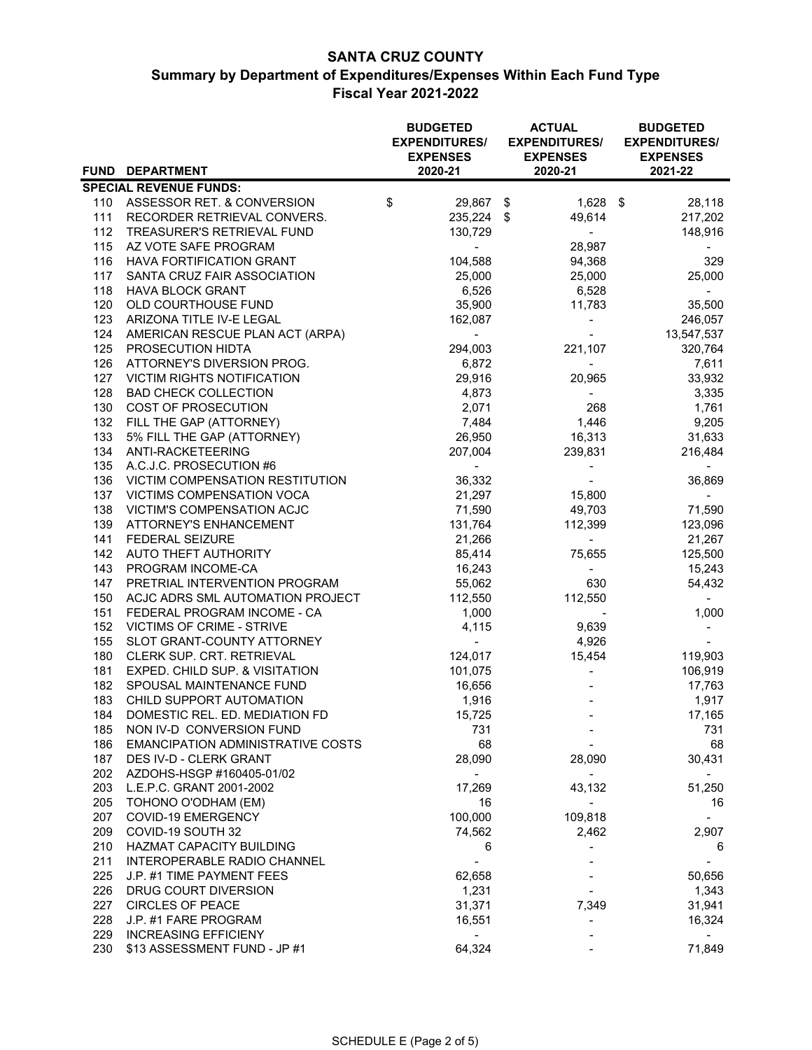# SANTA CRUZ COUNTY
## Summary by Department of Expenditures/Expenses Within Each Fund Type
## Fiscal Year 2021-2022

| FUND | DEPARTMENT | BUDGETED EXPENDITURES/ EXPENSES 2020-21 | ACTUAL EXPENDITURES/ EXPENSES 2020-21 | BUDGETED EXPENDITURES/ EXPENSES 2021-22 |
|---|---|---|---|---|
| **SPECIAL REVENUE FUNDS:** | | | | |
| 110 | ASSESSOR RET. & CONVERSION | $ 29,867 | $ 1,628 | $ 28,118 |
| 111 | RECORDER RETRIEVAL CONVERS. | 235,224 | $ 49,614 | 217,202 |
| 112 | TREASURER'S RETRIEVAL FUND | 130,729 | - | 148,916 |
| 115 | AZ VOTE SAFE PROGRAM | - | 28,987 | - |
| 116 | HAVA FORTIFICATION GRANT | 104,588 | 94,368 | 329 |
| 117 | SANTA CRUZ FAIR ASSOCIATION | 25,000 | 25,000 | 25,000 |
| 118 | HAVA BLOCK GRANT | 6,526 | 6,528 | - |
| 120 | OLD COURTHOUSE FUND | 35,900 | 11,783 | 35,500 |
| 123 | ARIZONA TITLE IV-E LEGAL | 162,087 | - | 246,057 |
| 124 | AMERICAN RESCUE PLAN ACT (ARPA) | - | - | 13,547,537 |
| 125 | PROSECUTION HIDTA | 294,003 | 221,107 | 320,764 |
| 126 | ATTORNEY'S DIVERSION PROG. | 6,872 | - | 7,611 |
| 127 | VICTIM RIGHTS NOTIFICATION | 29,916 | 20,965 | 33,932 |
| 128 | BAD CHECK COLLECTION | 4,873 | - | 3,335 |
| 130 | COST OF PROSECUTION | 2,071 | 268 | 1,761 |
| 132 | FILL THE GAP (ATTORNEY) | 7,484 | 1,446 | 9,205 |
| 133 | 5% FILL THE GAP (ATTORNEY) | 26,950 | 16,313 | 31,633 |
| 134 | ANTI-RACKETEERING | 207,004 | 239,831 | 216,484 |
| 135 | A.C.J.C. PROSECUTION #6 | - | - | - |
| 136 | VICTIM COMPENSATION RESTITUTION | 36,332 | - | 36,869 |
| 137 | VICTIMS COMPENSATION VOCA | 21,297 | 15,800 | - |
| 138 | VICTIM'S COMPENSATION ACJC | 71,590 | 49,703 | 71,590 |
| 139 | ATTORNEY'S ENHANCEMENT | 131,764 | 112,399 | 123,096 |
| 141 | FEDERAL SEIZURE | 21,266 | - | 21,267 |
| 142 | AUTO THEFT AUTHORITY | 85,414 | 75,655 | 125,500 |
| 143 | PROGRAM INCOME-CA | 16,243 | - | 15,243 |
| 147 | PRETRIAL INTERVENTION PROGRAM | 55,062 | 630 | 54,432 |
| 150 | ACJC ADRS SML AUTOMATION PROJECT | 112,550 | 112,550 | - |
| 151 | FEDERAL PROGRAM INCOME - CA | 1,000 | - | 1,000 |
| 152 | VICTIMS OF CRIME - STRIVE | 4,115 | 9,639 | - |
| 155 | SLOT GRANT-COUNTY ATTORNEY | - | 4,926 | - |
| 180 | CLERK SUP. CRT. RETRIEVAL | 124,017 | 15,454 | 119,903 |
| 181 | EXPED. CHILD SUP. & VISITATION | 101,075 | - | 106,919 |
| 182 | SPOUSAL MAINTENANCE FUND | 16,656 | - | 17,763 |
| 183 | CHILD SUPPORT AUTOMATION | 1,916 | - | 1,917 |
| 184 | DOMESTIC REL. ED. MEDIATION FD | 15,725 | - | 17,165 |
| 185 | NON IV-D CONVERSION FUND | 731 | - | 731 |
| 186 | EMANCIPATION ADMINISTRATIVE COSTS | 68 | - | 68 |
| 187 | DES IV-D - CLERK GRANT | 28,090 | 28,090 | 30,431 |
| 202 | AZDOHS-HSGP #160405-01/02 | - | - | - |
| 203 | L.E.P.C. GRANT 2001-2002 | 17,269 | 43,132 | 51,250 |
| 205 | TOHONO O'ODHAM (EM) | 16 | - | 16 |
| 207 | COVID-19 EMERGENCY | 100,000 | 109,818 | - |
| 209 | COVID-19 SOUTH 32 | 74,562 | 2,462 | 2,907 |
| 210 | HAZMAT CAPACITY BUILDING | 6 | - | 6 |
| 211 | INTEROPERABLE RADIO CHANNEL | - | - | - |
| 225 | J.P. #1 TIME PAYMENT FEES | 62,658 | - | 50,656 |
| 226 | DRUG COURT DIVERSION | 1,231 | - | 1,343 |
| 227 | CIRCLES OF PEACE | 31,371 | 7,349 | 31,941 |
| 228 | J.P. #1 FARE PROGRAM | 16,551 | - | 16,324 |
| 229 | INCREASING EFFICIENY | - | - | - |
| 230 | $13 ASSESSMENT FUND - JP #1 | 64,324 | - | 71,849 |

SCHEDULE E (Page 2 of 5)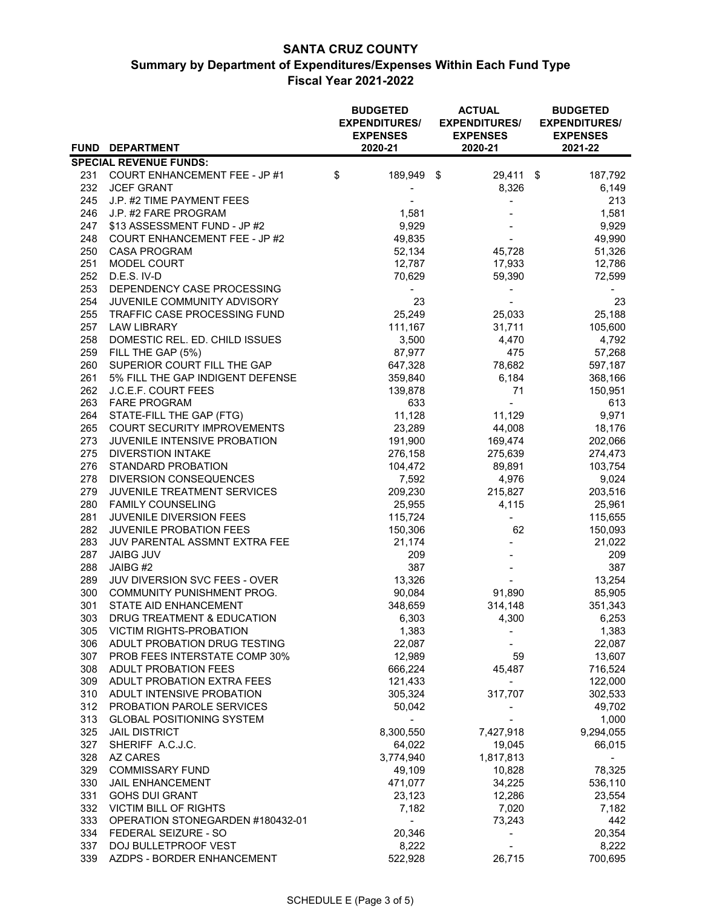# SANTA CRUZ COUNTY
## Summary by Department of Expenditures/Expenses Within Each Fund Type
### Fiscal Year 2021-2022

| FUND | DEPARTMENT | BUDGETED EXPENDITURES/ EXPENSES 2020-21 | ACTUAL EXPENDITURES/ EXPENSES 2020-21 | BUDGETED EXPENDITURES/ EXPENSES 2021-22 |
|---|---|---|---|---|
| **SPECIAL REVENUE FUNDS:** | | | | |
| 231 | COURT ENHANCEMENT FEE - JP #1 | $ 189,949 | $ 29,411 | $ 187,792 |
| 232 | JCEF GRANT | - | 8,326 | 6,149 |
| 245 | J.P. #2 TIME PAYMENT FEES | - | - | 213 |
| 246 | J.P. #2 FARE PROGRAM | 1,581 | - | 1,581 |
| 247 | $13 ASSESSMENT FUND - JP #2 | 9,929 | - | 9,929 |
| 248 | COURT ENHANCEMENT FEE - JP #2 | 49,835 | - | 49,990 |
| 250 | CASA PROGRAM | 52,134 | 45,728 | 51,326 |
| 251 | MODEL COURT | 12,787 | 17,933 | 12,786 |
| 252 | D.E.S. IV-D | 70,629 | 59,390 | 72,599 |
| 253 | DEPENDENCY CASE PROCESSING | - | - | - |
| 254 | JUVENILE COMMUNITY ADVISORY | 23 | - | 23 |
| 255 | TRAFFIC CASE PROCESSING FUND | 25,249 | 25,033 | 25,188 |
| 257 | LAW LIBRARY | 111,167 | 31,711 | 105,600 |
| 258 | DOMESTIC REL. ED. CHILD ISSUES | 3,500 | 4,470 | 4,792 |
| 259 | FILL THE GAP (5%) | 87,977 | 475 | 57,268 |
| 260 | SUPERIOR COURT FILL THE GAP | 647,328 | 78,682 | 597,187 |
| 261 | 5% FILL THE GAP INDIGENT DEFENSE | 359,840 | 6,184 | 368,166 |
| 262 | J.C.E.F. COURT FEES | 139,878 | 71 | 150,951 |
| 263 | FARE PROGRAM | 633 | - | 613 |
| 264 | STATE-FILL THE GAP (FTG) | 11,128 | 11,129 | 9,971 |
| 265 | COURT SECURITY IMPROVEMENTS | 23,289 | 44,008 | 18,176 |
| 273 | JUVENILE INTENSIVE PROBATION | 191,900 | 169,474 | 202,066 |
| 275 | DIVERSTION INTAKE | 276,158 | 275,639 | 274,473 |
| 276 | STANDARD PROBATION | 104,472 | 89,891 | 103,754 |
| 278 | DIVERSION CONSEQUENCES | 7,592 | 4,976 | 9,024 |
| 279 | JUVENILE TREATMENT SERVICES | 209,230 | 215,827 | 203,516 |
| 280 | FAMILY COUNSELING | 25,955 | 4,115 | 25,961 |
| 281 | JUVENILE DIVERSION FEES | 115,724 | - | 115,655 |
| 282 | JUVENILE PROBATION FEES | 150,306 | 62 | 150,093 |
| 283 | JUV PARENTAL ASSMNT EXTRA FEE | 21,174 | - | 21,022 |
| 287 | JAIBG JUV | 209 | - | 209 |
| 288 | JAIBG #2 | 387 | - | 387 |
| 289 | JUV DIVERSION SVC FEES - OVER | 13,326 | - | 13,254 |
| 300 | COMMUNITY PUNISHMENT PROG. | 90,084 | 91,890 | 85,905 |
| 301 | STATE AID ENHANCEMENT | 348,659 | 314,148 | 351,343 |
| 303 | DRUG TREATMENT & EDUCATION | 6,303 | 4,300 | 6,253 |
| 305 | VICTIM RIGHTS-PROBATION | 1,383 | - | 1,383 |
| 306 | ADULT PROBATION DRUG TESTING | 22,087 | - | 22,087 |
| 307 | PROB FEES INTERSTATE COMP 30% | 12,989 | 59 | 13,607 |
| 308 | ADULT PROBATION FEES | 666,224 | 45,487 | 716,524 |
| 309 | ADULT PROBATION EXTRA FEES | 121,433 | - | 122,000 |
| 310 | ADULT INTENSIVE PROBATION | 305,324 | 317,707 | 302,533 |
| 312 | PROBATION PAROLE SERVICES | 50,042 | - | 49,702 |
| 313 | GLOBAL POSITIONING SYSTEM | - | - | 1,000 |
| 325 | JAIL DISTRICT | 8,300,550 | 7,427,918 | 9,294,055 |
| 327 | SHERIFF A.C.J.C. | 64,022 | 19,045 | 66,015 |
| 328 | AZ CARES | 3,774,940 | 1,817,813 | - |
| 329 | COMMISSARY FUND | 49,109 | 10,828 | 78,325 |
| 330 | JAIL ENHANCEMENT | 471,077 | 34,225 | 536,110 |
| 331 | GOHS DUI GRANT | 23,123 | 12,286 | 23,554 |
| 332 | VICTIM BILL OF RIGHTS | 7,182 | 7,020 | 7,182 |
| 333 | OPERATION STONEGARDEN #180432-01 | - | 73,243 | 442 |
| 334 | FEDERAL SEIZURE - SO | 20,346 | - | 20,354 |
| 337 | DOJ BULLETPROOF VEST | 8,222 | - | 8,222 |
| 339 | AZDPS - BORDER ENHANCEMENT | 522,928 | 26,715 | 700,695 |

SCHEDULE E (Page 3 of 5)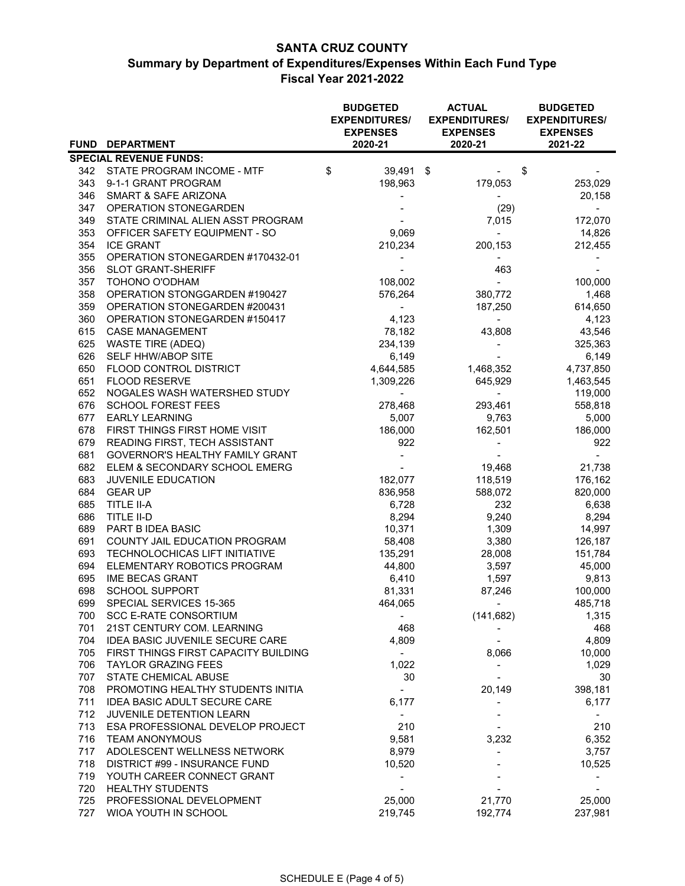# SANTA CRUZ COUNTY
## Summary by Department of Expenditures/Expenses Within Each Fund Type
### Fiscal Year 2021-2022

| FUND | DEPARTMENT | BUDGETED EXPENDITURES/ EXPENSES 2020-21 | ACTUAL EXPENDITURES/ EXPENSES 2020-21 | BUDGETED EXPENDITURES/ EXPENSES 2021-22 |
|---|---|---|---|---|
| | **SPECIAL REVENUE FUNDS:** | | | |
| 342 | STATE PROGRAM INCOME - MTF | $ 39,491 | $ - | $ - |
| 343 | 9-1-1 GRANT PROGRAM | 198,963 | 179,053 | 253,029 |
| 346 | SMART & SAFE ARIZONA | - | - | 20,158 |
| 347 | OPERATION STONEGARDEN | - | (29) | - |
| 349 | STATE CRIMINAL ALIEN ASST PROGRAM | - | 7,015 | 172,070 |
| 353 | OFFICER SAFETY EQUIPMENT - SO | 9,069 | - | 14,826 |
| 354 | ICE GRANT | 210,234 | 200,153 | 212,455 |
| 355 | OPERATION STONEGARDEN #170432-01 | - | - | - |
| 356 | SLOT GRANT-SHERIFF | - | 463 | - |
| 357 | TOHONO O'ODHAM | 108,002 | - | 100,000 |
| 358 | OPERATION STONGGARDEN #190427 | 576,264 | 380,772 | 1,468 |
| 359 | OPERATION STONEGARDEN #200431 | - | 187,250 | 614,650 |
| 360 | OPERATION STONEGARDEN #150417 | 4,123 | - | 4,123 |
| 615 | CASE MANAGEMENT | 78,182 | 43,808 | 43,546 |
| 625 | WASTE TIRE (ADEQ) | 234,139 | - | 325,363 |
| 626 | SELF HHW/ABOP SITE | 6,149 | - | 6,149 |
| 650 | FLOOD CONTROL DISTRICT | 4,644,585 | 1,468,352 | 4,737,850 |
| 651 | FLOOD RESERVE | 1,309,226 | 645,929 | 1,463,545 |
| 652 | NOGALES WASH WATERSHED STUDY | - | - | 119,000 |
| 676 | SCHOOL FOREST FEES | 278,468 | 293,461 | 558,818 |
| 677 | EARLY LEARNING | 5,007 | 9,763 | 5,000 |
| 678 | FIRST THINGS FIRST HOME VISIT | 186,000 | 162,501 | 186,000 |
| 679 | READING FIRST, TECH ASSISTANT | 922 | - | 922 |
| 681 | GOVERNOR'S HEALTHY FAMILY GRANT | - | - | - |
| 682 | ELEM & SECONDARY SCHOOL EMERG | - | 19,468 | 21,738 |
| 683 | JUVENILE EDUCATION | 182,077 | 118,519 | 176,162 |
| 684 | GEAR UP | 836,958 | 588,072 | 820,000 |
| 685 | TITLE II-A | 6,728 | 232 | 6,638 |
| 686 | TITLE II-D | 8,294 | 9,240 | 8,294 |
| 689 | PART B IDEA BASIC | 10,371 | 1,309 | 14,997 |
| 691 | COUNTY JAIL EDUCATION PROGRAM | 58,408 | 3,380 | 126,187 |
| 693 | TECHNOLOCHICAS LIFT INITIATIVE | 135,291 | 28,008 | 151,784 |
| 694 | ELEMENTARY ROBOTICS PROGRAM | 44,800 | 3,597 | 45,000 |
| 695 | IME BECAS GRANT | 6,410 | 1,597 | 9,813 |
| 698 | SCHOOL SUPPORT | 81,331 | 87,246 | 100,000 |
| 699 | SPECIAL SERVICES 15-365 | 464,065 | - | 485,718 |
| 700 | SCC E-RATE CONSORTIUM | - | (141,682) | 1,315 |
| 701 | 21ST CENTURY COM. LEARNING | 468 | - | 468 |
| 704 | IDEA BASIC JUVENILE SECURE CARE | 4,809 | - | 4,809 |
| 705 | FIRST THINGS FIRST CAPACITY BUILDING | - | 8,066 | 10,000 |
| 706 | TAYLOR GRAZING FEES | 1,022 | - | 1,029 |
| 707 | STATE CHEMICAL ABUSE | 30 | - | 30 |
| 708 | PROMOTING HEALTHY STUDENTS INITIA | - | 20,149 | 398,181 |
| 711 | IDEA BASIC ADULT SECURE CARE | 6,177 | - | 6,177 |
| 712 | JUVENILE DETENTION LEARN | - | - | - |
| 713 | ESA PROFESSIONAL DEVELOP PROJECT | 210 | - | 210 |
| 716 | TEAM ANONYMOUS | 9,581 | 3,232 | 6,352 |
| 717 | ADOLESCENT WELLNESS NETWORK | 8,979 | - | 3,757 |
| 718 | DISTRICT #99 - INSURANCE FUND | 10,520 | - | 10,525 |
| 719 | YOUTH CAREER CONNECT GRANT | - | - | - |
| 720 | HEALTHY STUDENTS | - | - | - |
| 725 | PROFESSIONAL DEVELOPMENT | 25,000 | 21,770 | 25,000 |
| 727 | WIOA YOUTH IN SCHOOL | 219,745 | 192,774 | 237,981 |

SCHEDULE E (Page 4 of 5)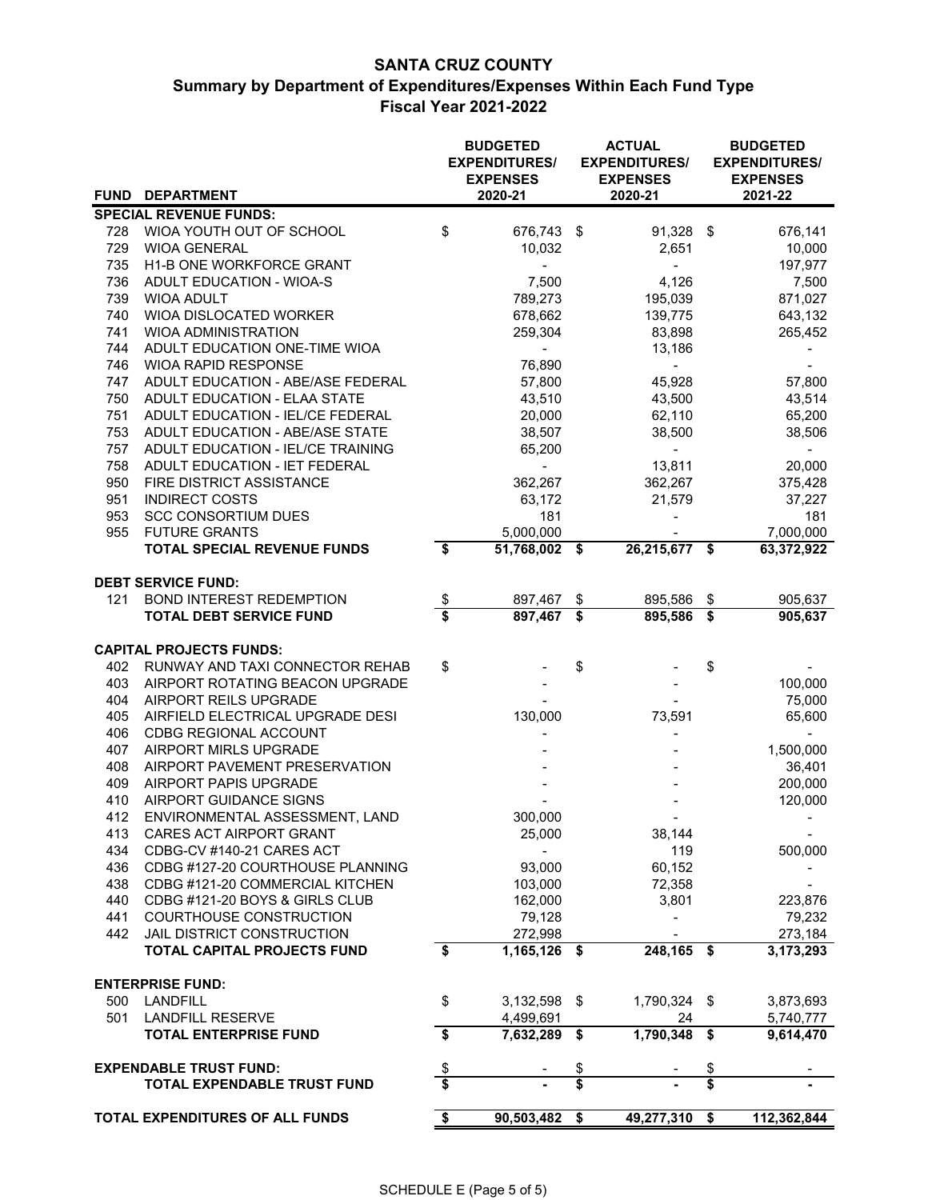# SANTA CRUZ COUNTY

## Summary by Department of Expenditures/Expenses Within Each Fund Type

### Fiscal Year 2021-2022

| FUND | DEPARTMENT | BUDGETED EXPENDITURES/ EXPENSES 2020-21 | ACTUAL EXPENDITURES/ EXPENSES 2020-21 | BUDGETED EXPENDITURES/ EXPENSES 2021-22 |
|---|---|---|---|---|
| **SPECIAL REVENUE FUNDS:** | | | | |
| 728 | WIOA YOUTH OUT OF SCHOOL | $ 676,743 | $ 91,328 | $ 676,141 |
| 729 | WIOA GENERAL | 10,032 | 2,651 | 10,000 |
| 735 | H1-B ONE WORKFORCE GRANT | - | - | 197,977 |
| 736 | ADULT EDUCATION - WIOA-S | 7,500 | 4,126 | 7,500 |
| 739 | WIOA ADULT | 789,273 | 195,039 | 871,027 |
| 740 | WIOA DISLOCATED WORKER | 678,662 | 139,775 | 643,132 |
| 741 | WIOA ADMINISTRATION | 259,304 | 83,898 | 265,452 |
| 744 | ADULT EDUCATION ONE-TIME WIOA | - | 13,186 | - |
| 746 | WIOA RAPID RESPONSE | 76,890 | - | - |
| 747 | ADULT EDUCATION - ABE/ASE FEDERAL | 57,800 | 45,928 | 57,800 |
| 750 | ADULT EDUCATION - ELAA STATE | 43,510 | 43,500 | 43,514 |
| 751 | ADULT EDUCATION - IEL/CE FEDERAL | 20,000 | 62,110 | 65,200 |
| 753 | ADULT EDUCATION - ABE/ASE STATE | 38,507 | 38,500 | 38,506 |
| 757 | ADULT EDUCATION - IEL/CE TRAINING | 65,200 | - | - |
| 758 | ADULT EDUCATION - IET FEDERAL | - | 13,811 | 20,000 |
| 950 | FIRE DISTRICT ASSISTANCE | 362,267 | 362,267 | 375,428 |
| 951 | INDIRECT COSTS | 63,172 | 21,579 | 37,227 |
| 953 | SCC CONSORTIUM DUES | 181 | - | 181 |
| 955 | FUTURE GRANTS | 5,000,000 | - | 7,000,000 |
| | **TOTAL SPECIAL REVENUE FUNDS** | **$ 51,768,002** | **$ 26,215,677** | **$ 63,372,922** |
| **DEBT SERVICE FUND:** | | | | |
| 121 | BOND INTEREST REDEMPTION | $ 897,467 | $ 895,586 | $ 905,637 |
| | **TOTAL DEBT SERVICE FUND** | **$ 897,467** | **$ 895,586** | **$ 905,637** |
| **CAPITAL PROJECTS FUNDS:** | | | | |
| 402 | RUNWAY AND TAXI CONNECTOR REHAB | $ - | $ - | $ - |
| 403 | AIRPORT ROTATING BEACON UPGRADE | - | - | 100,000 |
| 404 | AIRPORT REILS UPGRADE | - | - | 75,000 |
| 405 | AIRFIELD ELECTRICAL UPGRADE DESI | 130,000 | 73,591 | 65,600 |
| 406 | CDBG REGIONAL ACCOUNT | - | - | - |
| 407 | AIRPORT MIRLS UPGRADE | - | - | 1,500,000 |
| 408 | AIRPORT PAVEMENT PRESERVATION | - | - | 36,401 |
| 409 | AIRPORT PAPIS UPGRADE | - | - | 200,000 |
| 410 | AIRPORT GUIDANCE SIGNS | - | - | 120,000 |
| 412 | ENVIRONMENTAL ASSESSMENT, LAND | 300,000 | - | - |
| 413 | CARES ACT AIRPORT GRANT | 25,000 | 38,144 | - |
| 434 | CDBG-CV #140-21 CARES ACT | - | 119 | 500,000 |
| 436 | CDBG #127-20 COURTHOUSE PLANNING | 93,000 | 60,152 | - |
| 438 | CDBG #121-20 COMMERCIAL KITCHEN | 103,000 | 72,358 | - |
| 440 | CDBG #121-20 BOYS & GIRLS CLUB | 162,000 | 3,801 | 223,876 |
| 441 | COURTHOUSE CONSTRUCTION | 79,128 | - | 79,232 |
| 442 | JAIL DISTRICT CONSTRUCTION | 272,998 | - | 273,184 |
| | **TOTAL CAPITAL PROJECTS FUND** | **$ 1,165,126** | **$ 248,165** | **$ 3,173,293** |
| **ENTERPRISE FUND:** | | | | |
| 500 | LANDFILL | $ 3,132,598 | $ 1,790,324 | $ 3,873,693 |
| 501 | LANDFILL RESERVE | 4,499,691 | 24 | 5,740,777 |
| | **TOTAL ENTERPRISE FUND** | **$ 7,632,289** | **$ 1,790,348** | **$ 9,614,470** |
| **EXPENDABLE TRUST FUND:** | | $ - | $ - | $ - |
| | **TOTAL EXPENDABLE TRUST FUND** | **$ -** | **$ -** | **$ -** |
| **TOTAL EXPENDITURES OF ALL FUNDS** | | **$ 90,503,482** | **$ 49,277,310** | **$ 112,362,844** |

SCHEDULE E (Page 5 of 5)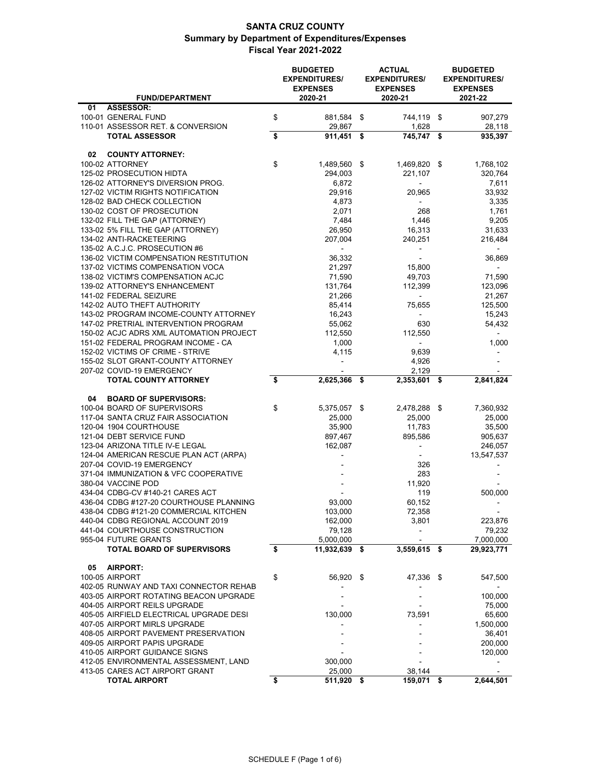# SANTA CRUZ COUNTY
## Summary by Department of Expenditures/Expenses
## Fiscal Year 2021-2022

| FUND/DEPARTMENT | BUDGETED EXPENDITURES/ EXPENSES 2020-21 | ACTUAL EXPENDITURES/ EXPENSES 2020-21 | BUDGETED EXPENDITURES/ EXPENSES 2021-22 |
|---|---|---|---|
| **01 ASSESSOR:** | | | |
| 100-01 GENERAL FUND | $ 881,584 | $ 744,119 | $ 907,279 |
| 110-01 ASSESSOR RET. & CONVERSION | 29,867 | 1,628 | 28,118 |
| **TOTAL ASSESSOR** | **$ 911,451** | **$ 745,747** | **$ 935,397** |
| | | | |
| **02 COUNTY ATTORNEY:** | | | |
| 100-02 ATTORNEY | $ 1,489,560 | $ 1,469,820 | $ 1,768,102 |
| 125-02 PROSECUTION HIDTA | 294,003 | 221,107 | 320,764 |
| 126-02 ATTORNEY'S DIVERSION PROG. | 6,872 | - | 7,611 |
| 127-02 VICTIM RIGHTS NOTIFICATION | 29,916 | 20,965 | 33,932 |
| 128-02 BAD CHECK COLLECTION | 4,873 | - | 3,335 |
| 130-02 COST OF PROSECUTION | 2,071 | 268 | 1,761 |
| 132-02 FILL THE GAP (ATTORNEY) | 7,484 | 1,446 | 9,205 |
| 133-02 5% FILL THE GAP (ATTORNEY) | 26,950 | 16,313 | 31,633 |
| 134-02 ANTI-RACKETEERING | 207,004 | 240,251 | 216,484 |
| 135-02 A.C.J.C. PROSECUTION #6 | - | - | - |
| 136-02 VICTIM COMPENSATION RESTITUTION | 36,332 | - | 36,869 |
| 137-02 VICTIMS COMPENSATION VOCA | 21,297 | 15,800 | - |
| 138-02 VICTIM'S COMPENSATION ACJC | 71,590 | 49,703 | 71,590 |
| 139-02 ATTORNEY'S ENHANCEMENT | 131,764 | 112,399 | 123,096 |
| 141-02 FEDERAL SEIZURE | 21,266 | - | 21,267 |
| 142-02 AUTO THEFT AUTHORITY | 85,414 | 75,655 | 125,500 |
| 143-02 PROGRAM INCOME-COUNTY ATTORNEY | 16,243 | - | 15,243 |
| 147-02 PRETRIAL INTERVENTION PROGRAM | 55,062 | 630 | 54,432 |
| 150-02 ACJC ADRS XML AUTOMATION PROJECT | 112,550 | 112,550 | - |
| 151-02 FEDERAL PROGRAM INCOME - CA | 1,000 | - | 1,000 |
| 152-02 VICTIMS OF CRIME - STRIVE | 4,115 | 9,639 | - |
| 155-02 SLOT GRANT-COUNTY ATTORNEY | - | 4,926 | - |
| 207-02 COVID-19 EMERGENCY | - | 2,129 | - |
| **TOTAL COUNTY ATTORNEY** | **$ 2,625,366** | **$ 2,353,601** | **$ 2,841,824** |
| | | | |
| **04 BOARD OF SUPERVISORS:** | | | |
| 100-04 BOARD OF SUPERVISORS | $ 5,375,057 | $ 2,478,288 | $ 7,360,932 |
| 117-04 SANTA CRUZ FAIR ASSOCIATION | 25,000 | 25,000 | 25,000 |
| 120-04 1904 COURTHOUSE | 35,900 | 11,783 | 35,500 |
| 121-04 DEBT SERVICE FUND | 897,467 | 895,586 | 905,637 |
| 123-04 ARIZONA TITLE IV-E LEGAL | 162,087 | - | 246,057 |
| 124-04 AMERICAN RESCUE PLAN ACT (ARPA) | - | - | 13,547,537 |
| 207-04 COVID-19 EMERGENCY | - | 326 | - |
| 371-04 IMMUNIZATION & VFC COOPERATIVE | - | 283 | - |
| 380-04 VACCINE POD | - | 11,920 | - |
| 434-04 CDBG-CV #140-21 CARES ACT | - | 119 | 500,000 |
| 436-04 CDBG #127-20 COURTHOUSE PLANNING | 93,000 | 60,152 | - |
| 438-04 CDBG #121-20 COMMERCIAL KITCHEN | 103,000 | 72,358 | - |
| 440-04 CDBG REGIONAL ACCOUNT 2019 | 162,000 | 3,801 | 223,876 |
| 441-04 COURTHOUSE CONSTRUCTION | 79,128 | - | 79,232 |
| 955-04 FUTURE GRANTS | 5,000,000 | - | 7,000,000 |
| **TOTAL BOARD OF SUPERVISORS** | **$ 11,932,639** | **$ 3,559,615** | **$ 29,923,771** |
| | | | |
| **05 AIRPORT:** | | | |
| 100-05 AIRPORT | $ 56,920 | $ 47,336 | $ 547,500 |
| 402-05 RUNWAY AND TAXI CONNECTOR REHAB | - | - | - |
| 403-05 AIRPORT ROTATING BEACON UPGRADE | - | - | 100,000 |
| 404-05 AIRPORT REILS UPGRADE | - | - | 75,000 |
| 405-05 AIRFIELD ELECTRICAL UPGRADE DESI | 130,000 | 73,591 | 65,600 |
| 407-05 AIRPORT MIRLS UPGRADE | - | - | 1,500,000 |
| 408-05 AIRPORT PAVEMENT PRESERVATION | - | - | 36,401 |
| 409-05 AIRPORT PAPIS UPGRADE | - | - | 200,000 |
| 410-05 AIRPORT GUIDANCE SIGNS | - | - | 120,000 |
| 412-05 ENVIRONMENTAL ASSESSMENT, LAND | 300,000 | - | - |
| 413-05 CARES ACT AIRPORT GRANT | 25,000 | 38,144 | - |
| **TOTAL AIRPORT** | **$ 511,920** | **$ 159,071** | **$ 2,644,501** |

SCHEDULE F (Page 1 of 6)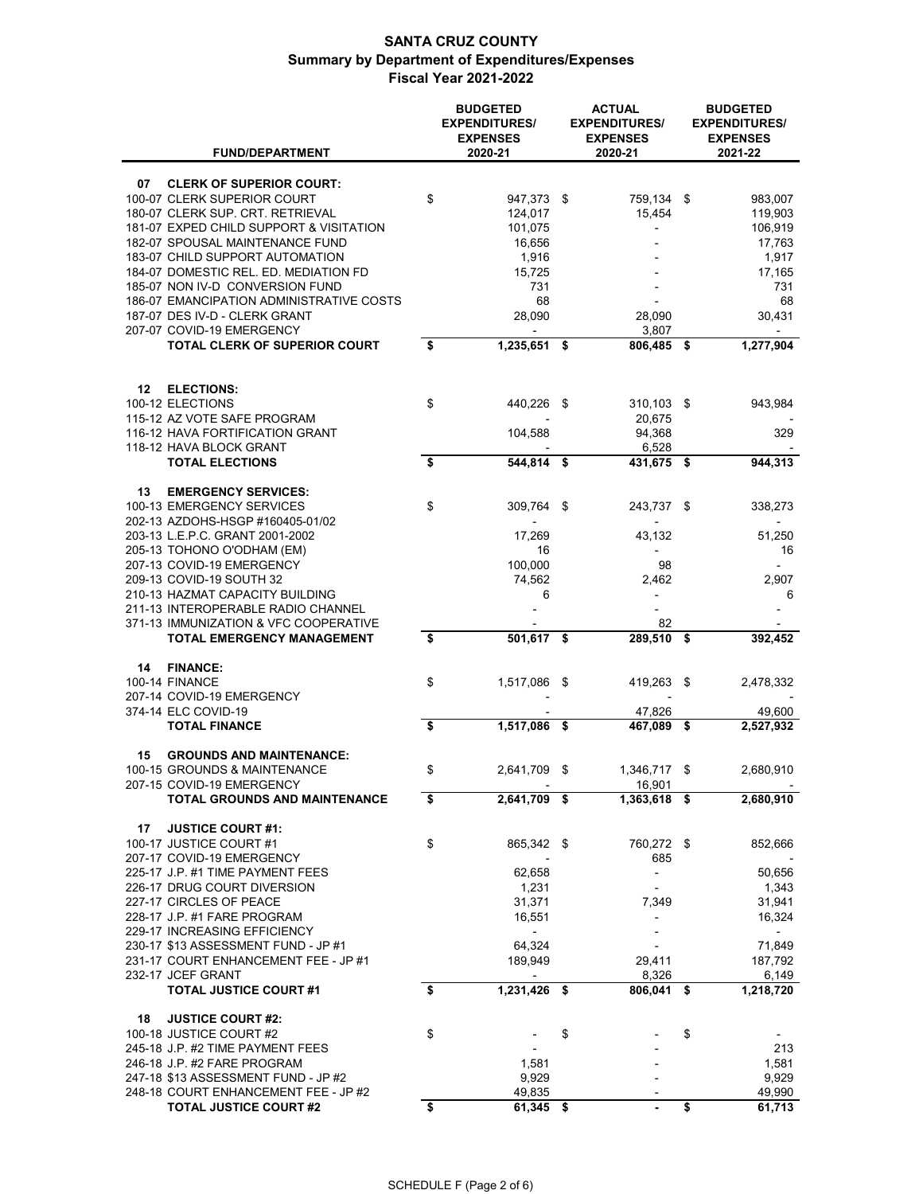# SANTA CRUZ COUNTY

## Summary by Department of Expenditures/Expenses

### Fiscal Year 2021-2022

| FUND/DEPARTMENT | BUDGETED EXPENDITURES/ EXPENSES 2020-21 | ACTUAL EXPENDITURES/ EXPENSES 2020-21 | BUDGETED EXPENDITURES/ EXPENSES 2021-22 |
|---|---|---|---|
| **07 CLERK OF SUPERIOR COURT:** | | | |
| 100-07 CLERK SUPERIOR COURT | $ 947,373 | $ 759,134 | $ 983,007 |
| 180-07 CLERK SUP. CRT. RETRIEVAL | 124,017 | 15,454 | 119,903 |
| 181-07 EXPED CHILD SUPPORT & VISITATION | 101,075 | - | 106,919 |
| 182-07 SPOUSAL MAINTENANCE FUND | 16,656 | - | 17,763 |
| 183-07 CHILD SUPPORT AUTOMATION | 1,916 | - | 1,917 |
| 184-07 DOMESTIC REL. ED. MEDIATION FD | 15,725 | - | 17,165 |
| 185-07 NON IV-D CONVERSION FUND | 731 | - | 731 |
| 186-07 EMANCIPATION ADMINISTRATIVE COSTS | 68 | - | 68 |
| 187-07 DES IV-D - CLERK GRANT | 28,090 | 28,090 | 30,431 |
| 207-07 COVID-19 EMERGENCY | - | 3,807 | - |
| **TOTAL CLERK OF SUPERIOR COURT** | **$ 1,235,651** | **$ 806,485** | **$ 1,277,904** |
| **12 ELECTIONS:** | | | |
| 100-12 ELECTIONS | $ 440,226 | $ 310,103 | $ 943,984 |
| 115-12 AZ VOTE SAFE PROGRAM | - | 20,675 | - |
| 116-12 HAVA FORTIFICATION GRANT | 104,588 | 94,368 | 329 |
| 118-12 HAVA BLOCK GRANT | - | 6,528 | - |
| **TOTAL ELECTIONS** | **$ 544,814** | **$ 431,675** | **$ 944,313** |
| **13 EMERGENCY SERVICES:** | | | |
| 100-13 EMERGENCY SERVICES | $ 309,764 | $ 243,737 | $ 338,273 |
| 202-13 AZDOHS-HSGP #160405-01/02 | - | - | - |
| 203-13 L.E.P.C. GRANT 2001-2002 | 17,269 | 43,132 | 51,250 |
| 205-13 TOHONO O'ODHAM (EM) | 16 | - | 16 |
| 207-13 COVID-19 EMERGENCY | 100,000 | 98 | - |
| 209-13 COVID-19 SOUTH 32 | 74,562 | 2,462 | 2,907 |
| 210-13 HAZMAT CAPACITY BUILDING | 6 | - | 6 |
| 211-13 INTEROPERABLE RADIO CHANNEL | - | - | - |
| 371-13 IMMUNIZATION & VFC COOPERATIVE | - | 82 | - |
| **TOTAL EMERGENCY MANAGEMENT** | **$ 501,617** | **$ 289,510** | **$ 392,452** |
| **14 FINANCE:** | | | |
| 100-14 FINANCE | $ 1,517,086 | $ 419,263 | $ 2,478,332 |
| 207-14 COVID-19 EMERGENCY | - | - | - |
| 374-14 ELC COVID-19 | - | 47,826 | 49,600 |
| **TOTAL FINANCE** | **$ 1,517,086** | **$ 467,089** | **$ 2,527,932** |
| **15 GROUNDS AND MAINTENANCE:** | | | |
| 100-15 GROUNDS & MAINTENANCE | $ 2,641,709 | $ 1,346,717 | $ 2,680,910 |
| 207-15 COVID-19 EMERGENCY | - | 16,901 | - |
| **TOTAL GROUNDS AND MAINTENANCE** | **$ 2,641,709** | **$ 1,363,618** | **$ 2,680,910** |
| **17 JUSTICE COURT #1:** | | | |
| 100-17 JUSTICE COURT #1 | $ 865,342 | $ 760,272 | $ 852,666 |
| 207-17 COVID-19 EMERGENCY | - | 685 | - |
| 225-17 J.P. #1 TIME PAYMENT FEES | 62,658 | - | 50,656 |
| 226-17 DRUG COURT DIVERSION | 1,231 | - | 1,343 |
| 227-17 CIRCLES OF PEACE | 31,371 | 7,349 | 31,941 |
| 228-17 J.P. #1 FARE PROGRAM | 16,551 | - | 16,324 |
| 229-17 INCREASING EFFICIENCY | - | - | - |
| 230-17 $13 ASSESSMENT FUND - JP #1 | 64,324 | - | 71,849 |
| 231-17 COURT ENHANCEMENT FEE - JP #1 | 189,949 | 29,411 | 187,792 |
| 232-17 JCEF GRANT | - | 8,326 | 6,149 |
| **TOTAL JUSTICE COURT #1** | **$ 1,231,426** | **$ 806,041** | **$ 1,218,720** |
| **18 JUSTICE COURT #2:** | | | |
| 100-18 JUSTICE COURT #2 | $ - | $ - | $ - |
| 245-18 J.P. #2 TIME PAYMENT FEES | - | - | 213 |
| 246-18 J.P. #2 FARE PROGRAM | 1,581 | - | 1,581 |
| 247-18 $13 ASSESSMENT FUND - JP #2 | 9,929 | - | 9,929 |
| 248-18 COURT ENHANCEMENT FEE - JP #2 | 49,835 | - | 49,990 |
| **TOTAL JUSTICE COURT #2** | **$ 61,345** | **$ -** | **$ 61,713** |

SCHEDULE F (Page 2 of 6)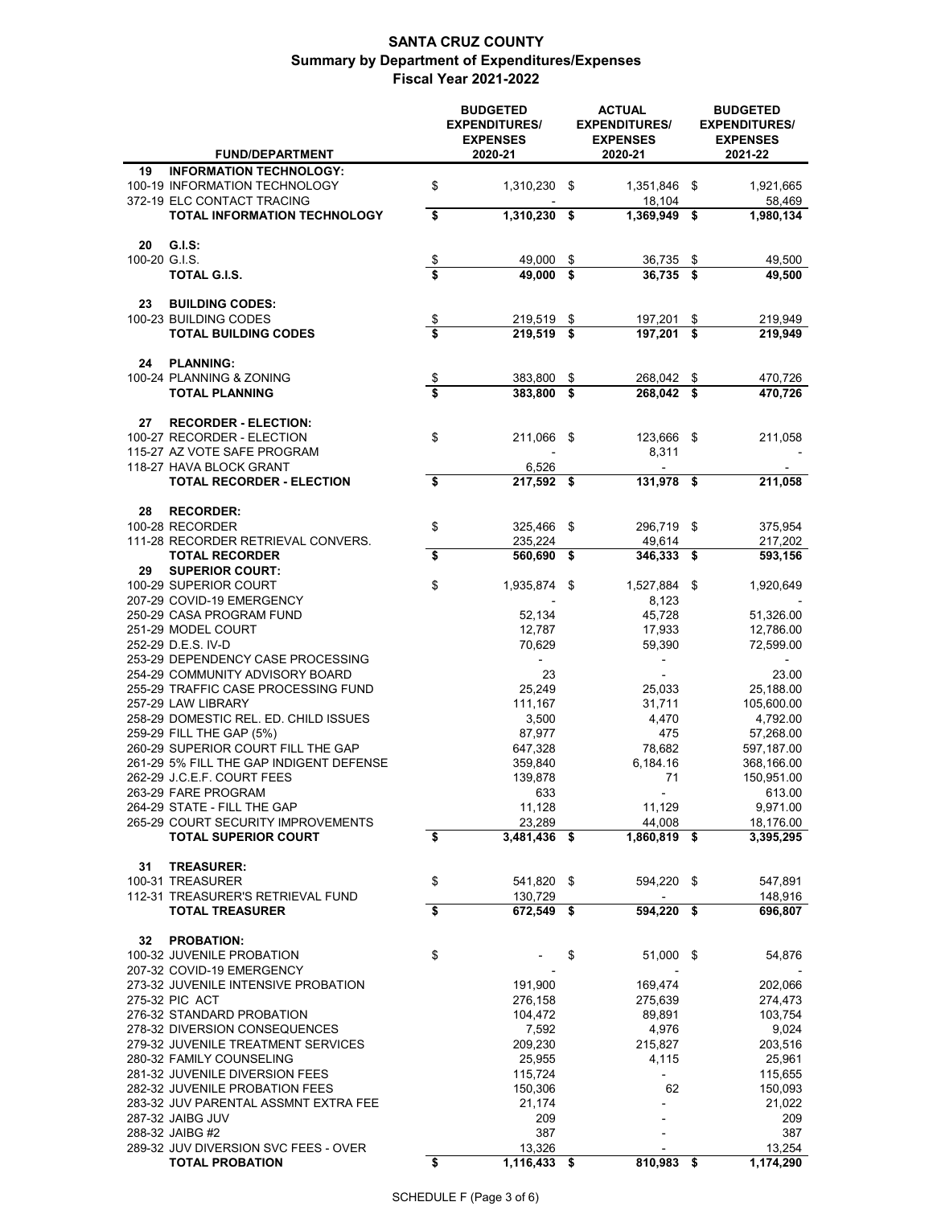# SANTA CRUZ COUNTY
## Summary by Department of Expenditures/Expenses
## Fiscal Year 2021-2022

| FUND/DEPARTMENT | BUDGETED EXPENDITURES/ EXPENSES 2020-21 | ACTUAL EXPENDITURES/ EXPENSES 2020-21 | BUDGETED EXPENDITURES/ EXPENSES 2021-22 |
|---|---|---|---|
| **19 INFORMATION TECHNOLOGY:** | | | |
| 100-19 INFORMATION TECHNOLOGY | $ 1,310,230 | $ 1,351,846 | $ 1,921,665 |
| 372-19 ELC CONTACT TRACING | - | 18,104 | 58,469 |
| **TOTAL INFORMATION TECHNOLOGY** | **$ 1,310,230** | **$ 1,369,949** | **$ 1,980,134** |
| **20 G.I.S.:** | | | |
| 100-20 G.I.S. | $ 49,000 | $ 36,735 | $ 49,500 |
| **TOTAL G.I.S.** | **$ 49,000** | **$ 36,735** | **$ 49,500** |
| **23 BUILDING CODES:** | | | |
| 100-23 BUILDING CODES | $ 219,519 | $ 197,201 | $ 219,949 |
| **TOTAL BUILDING CODES** | **$ 219,519** | **$ 197,201** | **$ 219,949** |
| **24 PLANNING:** | | | |
| 100-24 PLANNING & ZONING | $ 383,800 | $ 268,042 | $ 470,726 |
| **TOTAL PLANNING** | **$ 383,800** | **$ 268,042** | **$ 470,726** |
| **27 RECORDER - ELECTION:** | | | |
| 100-27 RECORDER - ELECTION | $ 211,066 | $ 123,666 | $ 211,058 |
| 115-27 AZ VOTE SAFE PROGRAM | - | 8,311 | - |
| 118-27 HAVA BLOCK GRANT | 6,526 | - | - |
| **TOTAL RECORDER - ELECTION** | **$ 217,592** | **$ 131,978** | **$ 211,058** |
| **28 RECORDER:** | | | |
| 100-28 RECORDER | $ 325,466 | $ 296,719 | $ 375,954 |
| 111-28 RECORDER RETRIEVAL CONVERS. | 235,224 | 49,614 | 217,202 |
| **TOTAL RECORDER** | **$ 560,690** | **$ 346,333** | **$ 593,156** |
| **29 SUPERIOR COURT:** | | | |
| 100-29 SUPERIOR COURT | $ 1,935,874 | $ 1,527,884 | $ 1,920,649 |
| 207-29 COVID-19 EMERGENCY | - | 8,123 | - |
| 250-29 CASA PROGRAM FUND | 52,134 | 45,728 | 51,326.00 |
| 251-29 MODEL COURT | 12,787 | 17,933 | 12,786.00 |
| 252-29 D.E.S. IV-D | 70,629 | 59,390 | 72,599.00 |
| 253-29 DEPENDENCY CASE PROCESSING | - | - | - |
| 254-29 COMMUNITY ADVISORY BOARD | 23 | - | 23.00 |
| 255-29 TRAFFIC CASE PROCESSING FUND | 25,249 | 25,033 | 25,188.00 |
| 257-29 LAW LIBRARY | 111,167 | 31,711 | 105,600.00 |
| 258-29 DOMESTIC REL. ED. CHILD ISSUES | 3,500 | 4,470 | 4,792.00 |
| 259-29 FILL THE GAP (5%) | 87,977 | 475 | 57,268.00 |
| 260-29 SUPERIOR COURT FILL THE GAP | 647,328 | 78,682 | 597,187.00 |
| 261-29 5% FILL THE GAP INDIGENT DEFENSE | 359,840 | 6,184.16 | 368,166.00 |
| 262-29 J.C.E.F. COURT FEES | 139,878 | 71 | 150,951.00 |
| 263-29 FARE PROGRAM | 633 | - | 613.00 |
| 264-29 STATE - FILL THE GAP | 11,128 | 11,129 | 9,971.00 |
| 265-29 COURT SECURITY IMPROVEMENTS | 23,289 | 44,008 | 18,176.00 |
| **TOTAL SUPERIOR COURT** | **$ 3,481,436** | **$ 1,860,819** | **$ 3,395,295** |
| **31 TREASURER:** | | | |
| 100-31 TREASURER | $ 541,820 | $ 594,220 | $ 547,891 |
| 112-31 TREASURER'S RETRIEVAL FUND | 130,729 | - | 148,916 |
| **TOTAL TREASURER** | **$ 672,549** | **$ 594,220** | **$ 696,807** |
| **32 PROBATION:** | | | |
| 100-32 JUVENILE PROBATION | $ - | $ 51,000 | $ 54,876 |
| 207-32 COVID-19 EMERGENCY | - | - | - |
| 273-32 JUVENILE INTENSIVE PROBATION | 191,900 | 169,474 | 202,066 |
| 275-32 PIC ACT | 276,158 | 275,639 | 274,473 |
| 276-32 STANDARD PROBATION | 104,472 | 89,891 | 103,754 |
| 278-32 DIVERSION CONSEQUENCES | 7,592 | 4,976 | 9,024 |
| 279-32 JUVENILE TREATMENT SERVICES | 209,230 | 215,827 | 203,516 |
| 280-32 FAMILY COUNSELING | 25,955 | 4,115 | 25,961 |
| 281-32 JUVENILE DIVERSION FEES | 115,724 | - | 115,655 |
| 282-32 JUVENILE PROBATION FEES | 150,306 | 62 | 150,093 |
| 283-32 JUV PARENTAL ASSMNT EXTRA FEE | 21,174 | - | 21,022 |
| 287-32 JAIBG JUV | 209 | - | 209 |
| 288-32 JAIBG #2 | 387 | - | 387 |
| 289-32 JUV DIVERSION SVC FEES - OVER | 13,326 | - | 13,254 |
| **TOTAL PROBATION** | **$ 1,116,433** | **$ 810,983** | **$ 1,174,290** |

SCHEDULE F (Page 3 of 6)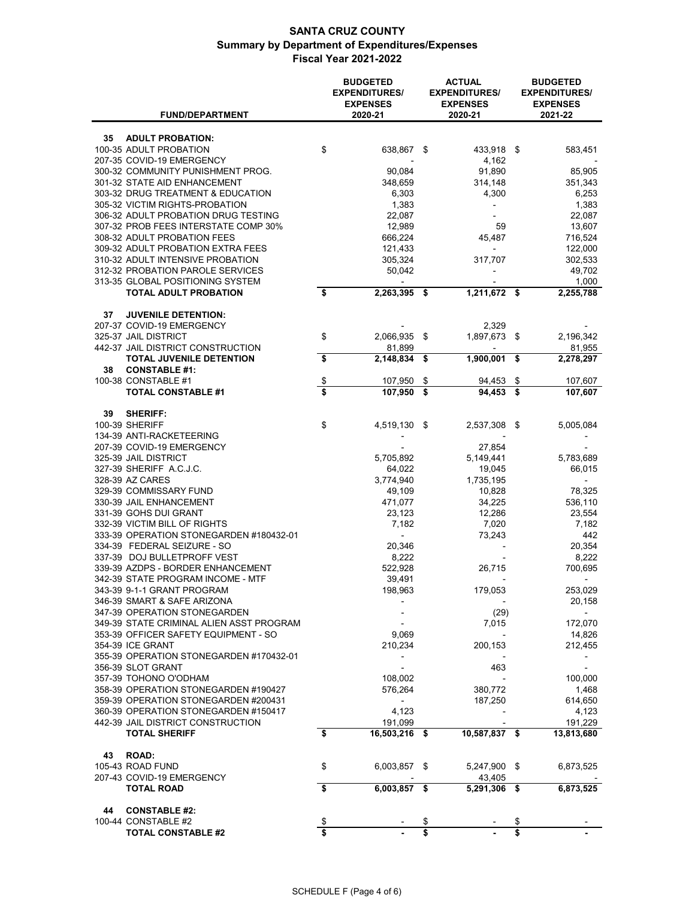# SANTA CRUZ COUNTY

## Summary by Department of Expenditures/Expenses

### Fiscal Year 2021-2022

| FUND/DEPARTMENT | BUDGETED EXPENDITURES/ EXPENSES 2020-21 | ACTUAL EXPENDITURES/ EXPENSES 2020-21 | BUDGETED EXPENDITURES/ EXPENSES 2021-22 |
|---|---|---|---|
| **35 ADULT PROBATION:** | | | |
| 100-35 ADULT PROBATION | $ 638,867 | $ 433,918 | $ 583,451 |
| 207-35 COVID-19 EMERGENCY | - | 4,162 | - |
| 300-32 COMMUNITY PUNISHMENT PROG. | 90,084 | 91,890 | 85,905 |
| 301-32 STATE AID ENHANCEMENT | 348,659 | 314,148 | 351,343 |
| 303-32 DRUG TREATMENT & EDUCATION | 6,303 | 4,300 | 6,253 |
| 305-32 VICTIM RIGHTS-PROBATION | 1,383 | - | 1,383 |
| 306-32 ADULT PROBATION DRUG TESTING | 22,087 | - | 22,087 |
| 307-32 PROB FEES INTERSTATE COMP 30% | 12,989 | 59 | 13,607 |
| 308-32 ADULT PROBATION FEES | 666,224 | 45,487 | 716,524 |
| 309-32 ADULT PROBATION EXTRA FEES | 121,433 | - | 122,000 |
| 310-32 ADULT INTENSIVE PROBATION | 305,324 | 317,707 | 302,533 |
| 312-32 PROBATION PAROLE SERVICES | 50,042 | - | 49,702 |
| 313-35 GLOBAL POSITIONING SYSTEM | - | - | 1,000 |
| **TOTAL ADULT PROBATION** | **$ 2,263,395** | **$ 1,211,672** | **$ 2,255,788** |
| **37 JUVENILE DETENTION:** | | | |
| 207-37 COVID-19 EMERGENCY | - | 2,329 | - |
| 325-37 JAIL DISTRICT | $ 2,066,935 | $ 1,897,673 | $ 2,196,342 |
| 442-37 JAIL DISTRICT CONSTRUCTION | 81,899 | - | 81,955 |
| **TOTAL JUVENILE DETENTION** | **$ 2,148,834** | **$ 1,900,001** | **$ 2,278,297** |
| **38 CONSTABLE #1:** | | | |
| 100-38 CONSTABLE #1 | $ 107,950 | $ 94,453 | $ 107,607 |
| **TOTAL CONSTABLE #1** | **$ 107,950** | **$ 94,453** | **$ 107,607** |
| **39 SHERIFF:** | | | |
| 100-39 SHERIFF | $ 4,519,130 | $ 2,537,308 | $ 5,005,084 |
| 134-39 ANTI-RACKETEERING | - | - | - |
| 207-39 COVID-19 EMERGENCY | - | 27,854 | - |
| 325-39 JAIL DISTRICT | 5,705,892 | 5,149,441 | 5,783,689 |
| 327-39 SHERIFF A.C.J.C. | 64,022 | 19,045 | 66,015 |
| 328-39 AZ CARES | 3,774,940 | 1,735,195 | - |
| 329-39 COMMISSARY FUND | 49,109 | 10,828 | 78,325 |
| 330-39 JAIL ENHANCEMENT | 471,077 | 34,225 | 536,110 |
| 331-39 GOHS DUI GRANT | 23,123 | 12,286 | 23,554 |
| 332-39 VICTIM BILL OF RIGHTS | 7,182 | 7,020 | 7,182 |
| 333-39 OPERATION STONEGARDEN #180432-01 | - | 73,243 | 442 |
| 334-39 FEDERAL SEIZURE - SO | 20,346 | - | 20,354 |
| 337-39 DOJ BULLETPROFF VEST | 8,222 | - | 8,222 |
| 339-39 AZDPS - BORDER ENHANCEMENT | 522,928 | 26,715 | 700,695 |
| 342-39 STATE PROGRAM INCOME - MTF | 39,491 | - | - |
| 343-39 9-1-1 GRANT PROGRAM | 198,963 | 179,053 | 253,029 |
| 346-39 SMART & SAFE ARIZONA | - | - | 20,158 |
| 347-39 OPERATION STONEGARDEN | - | (29) | - |
| 349-39 STATE CRIMINAL ALIEN ASST PROGRAM | - | 7,015 | 172,070 |
| 353-39 OFFICER SAFETY EQUIPMENT - SO | 9,069 | - | 14,826 |
| 354-39 ICE GRANT | 210,234 | 200,153 | 212,455 |
| 355-39 OPERATION STONEGARDEN #170432-01 | - | - | - |
| 356-39 SLOT GRANT | - | 463 | - |
| 357-39 TOHONO O'ODHAM | 108,002 | - | 100,000 |
| 358-39 OPERATION STONEGARDEN #190427 | 576,264 | 380,772 | 1,468 |
| 359-39 OPERATION STONEGARDEN #200431 | - | 187,250 | 614,650 |
| 360-39 OPERATION STONEGARDEN #150417 | 4,123 | - | 4,123 |
| 442-39 JAIL DISTRICT CONSTRUCTION | 191,099 | - | 191,229 |
| **TOTAL SHERIFF** | **$ 16,503,216** | **$ 10,587,837** | **$ 13,813,680** |
| **43 ROAD:** | | | |
| 105-43 ROAD FUND | $ 6,003,857 | $ 5,247,900 | $ 6,873,525 |
| 207-43 COVID-19 EMERGENCY | - | 43,405 | - |
| **TOTAL ROAD** | **$ 6,003,857** | **$ 5,291,306** | **$ 6,873,525** |
| **44 CONSTABLE #2:** | | | |
| 100-44 CONSTABLE #2 | $ - | $ - | $ - |
| **TOTAL CONSTABLE #2** | **$ -** | **$ -** | **$ -** |

SCHEDULE F (Page 4 of 6)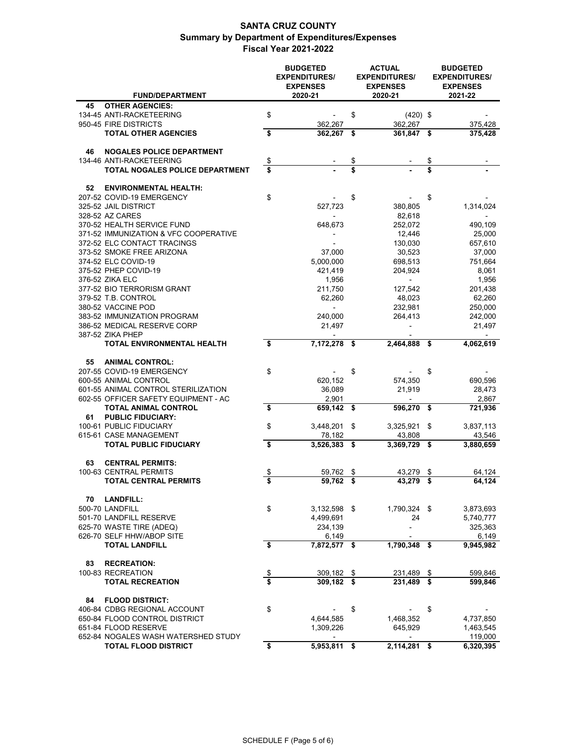# SANTA CRUZ COUNTY
## Summary by Department of Expenditures/Expenses
### Fiscal Year 2021-2022

| FUND/DEPARTMENT | BUDGETED EXPENDITURES/ EXPENSES 2020-21 | ACTUAL EXPENDITURES/ EXPENSES 2020-21 | BUDGETED EXPENDITURES/ EXPENSES 2021-22 |
|---|---|---|---|
| **45 OTHER AGENCIES:** | | | |
| 134-45 ANTI-RACKETEERING | $ - | $ (420) | $ - |
| 950-45 FIRE DISTRICTS | 362,267 | 362,267 | 375,428 |
| **TOTAL OTHER AGENCIES** | **$ 362,267** | **$ 361,847** | **$ 375,428** |
| **46 NOGALES POLICE DEPARTMENT** | | | |
| 134-46 ANTI-RACKETEERING | $ - | $ - | $ - |
| **TOTAL NOGALES POLICE DEPARTMENT** | **$ -** | **$ -** | **$ -** |
| **52 ENVIRONMENTAL HEALTH:** | | | |
| 207-52 COVID-19 EMERGENCY | $ - | $ - | $ - |
| 325-52 JAIL DISTRICT | 527,723 | 380,805 | 1,314,024 |
| 328-52 AZ CARES | - | 82,618 | - |
| 370-52 HEALTH SERVICE FUND | 648,673 | 252,072 | 490,109 |
| 371-52 IMMUNIZATION & VFC COOPERATIVE | - | 12,446 | 25,000 |
| 372-52 ELC CONTACT TRACINGS | - | 130,030 | 657,610 |
| 373-52 SMOKE FREE ARIZONA | 37,000 | 30,523 | 37,000 |
| 374-52 ELC COVID-19 | 5,000,000 | 698,513 | 751,664 |
| 375-52 PHEP COVID-19 | 421,419 | 204,924 | 8,061 |
| 376-52 ZIKA ELC | 1,956 | - | 1,956 |
| 377-52 BIO TERRORISM GRANT | 211,750 | 127,542 | 201,438 |
| 379-52 T.B. CONTROL | 62,260 | 48,023 | 62,260 |
| 380-52 VACCINE POD | - | 232,981 | 250,000 |
| 383-52 IMMUNIZATION PROGRAM | 240,000 | 264,413 | 242,000 |
| 386-52 MEDICAL RESERVE CORP | 21,497 | - | 21,497 |
| 387-52 ZIKA PHEP | - | - | - |
| **TOTAL ENVIRONMENTAL HEALTH** | **$ 7,172,278** | **$ 2,464,888** | **$ 4,062,619** |
| **55 ANIMAL CONTROL:** | | | |
| 207-55 COVID-19 EMERGENCY | $ - | $ - | $ - |
| 600-55 ANIMAL CONTROL | 620,152 | 574,350 | 690,596 |
| 601-55 ANIMAL CONTROL STERILIZATION | 36,089 | 21,919 | 28,473 |
| 602-55 OFFICER SAFETY EQUIPMENT - AC | 2,901 | - | 2,867 |
| **TOTAL ANIMAL CONTROL** | **$ 659,142** | **$ 596,270** | **$ 721,936** |
| **61 PUBLIC FIDUCIARY:** | | | |
| 100-61 PUBLIC FIDUCIARY | $ 3,448,201 | $ 3,325,921 | $ 3,837,113 |
| 615-61 CASE MANAGEMENT | 78,182 | 43,808 | 43,546 |
| **TOTAL PUBLIC FIDUCIARY** | **$ 3,526,383** | **$ 3,369,729** | **$ 3,880,659** |
| **63 CENTRAL PERMITS:** | | | |
| 100-63 CENTRAL PERMITS | $ 59,762 | $ 43,279 | $ 64,124 |
| **TOTAL CENTRAL PERMITS** | **$ 59,762** | **$ 43,279** | **$ 64,124** |
| **70 LANDFILL:** | | | |
| 500-70 LANDFILL | $ 3,132,598 | $ 1,790,324 | $ 3,873,693 |
| 501-70 LANDFILL RESERVE | 4,499,691 | 24 | 5,740,777 |
| 625-70 WASTE TIRE (ADEQ) | 234,139 | - | 325,363 |
| 626-70 SELF HHW/ABOP SITE | 6,149 | - | 6,149 |
| **TOTAL LANDFILL** | **$ 7,872,577** | **$ 1,790,348** | **$ 9,945,982** |
| **83 RECREATION:** | | | |
| 100-83 RECREATION | $ 309,182 | $ 231,489 | $ 599,846 |
| **TOTAL RECREATION** | **$ 309,182** | **$ 231,489** | **$ 599,846** |
| **84 FLOOD DISTRICT:** | | | |
| 406-84 CDBG REGIONAL ACCOUNT | $ - | $ - | $ - |
| 650-84 FLOOD CONTROL DISTRICT | 4,644,585 | 1,468,352 | 4,737,850 |
| 651-84 FLOOD RESERVE | 1,309,226 | 645,929 | 1,463,545 |
| 652-84 NOGALES WASH WATERSHED STUDY | - | - | 119,000 |
| **TOTAL FLOOD DISTRICT** | **$ 5,953,811** | **$ 2,114,281** | **$ 6,320,395** |

SCHEDULE F (Page 5 of 6)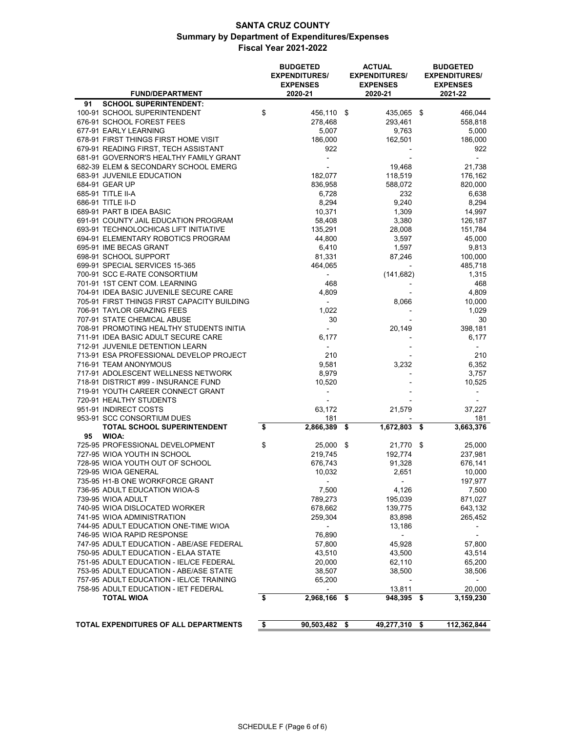# SANTA CRUZ COUNTY
## Summary by Department of Expenditures/Expenses
### Fiscal Year 2021-2022

| FUND/DEPARTMENT | BUDGETED EXPENDITURES/ EXPENSES 2020-21 | ACTUAL EXPENDITURES/ EXPENSES 2020-21 | BUDGETED EXPENDITURES/ EXPENSES 2021-22 |
|---|---|---|---|
| **91 SCHOOL SUPERINTENDENT:** | | | |
| 100-91 SCHOOL SUPERINTENDENT | $ 456,110 | $ 435,065 | $ 466,044 |
| 676-91 SCHOOL FOREST FEES | 278,468 | 293,461 | 558,818 |
| 677-91 EARLY LEARNING | 5,007 | 9,763 | 5,000 |
| 678-91 FIRST THINGS FIRST HOME VISIT | 186,000 | 162,501 | 186,000 |
| 679-91 READING FIRST, TECH ASSISTANT | 922 | - | 922 |
| 681-91 GOVERNOR'S HEALTHY FAMILY GRANT | - | - | - |
| 682-39 ELEM & SECONDARY SCHOOL EMERG | - | 19,468 | 21,738 |
| 683-91 JUVENILE EDUCATION | 182,077 | 118,519 | 176,162 |
| 684-91 GEAR UP | 836,958 | 588,072 | 820,000 |
| 685-91 TITLE II-A | 6,728 | 232 | 6,638 |
| 686-91 TITLE II-D | 8,294 | 9,240 | 8,294 |
| 689-91 PART B IDEA BASIC | 10,371 | 1,309 | 14,997 |
| 691-91 COUNTY JAIL EDUCATION PROGRAM | 58,408 | 3,380 | 126,187 |
| 693-91 TECHNOLOCHICAS LIFT INITIATIVE | 135,291 | 28,008 | 151,784 |
| 694-91 ELEMENTARY ROBOTICS PROGRAM | 44,800 | 3,597 | 45,000 |
| 695-91 IME BECAS GRANT | 6,410 | 1,597 | 9,813 |
| 698-91 SCHOOL SUPPORT | 81,331 | 87,246 | 100,000 |
| 699-91 SPECIAL SERVICES 15-365 | 464,065 | - | 485,718 |
| 700-91 SCC E-RATE CONSORTIUM | - | (141,682) | 1,315 |
| 701-91 1ST CENT COM. LEARNING | 468 | - | 468 |
| 704-91 IDEA BASIC JUVENILE SECURE CARE | 4,809 | - | 4,809 |
| 705-91 FIRST THINGS FIRST CAPACITY BUILDING | - | 8,066 | 10,000 |
| 706-91 TAYLOR GRAZING FEES | 1,022 | - | 1,029 |
| 707-91 STATE CHEMICAL ABUSE | 30 | - | 30 |
| 708-91 PROMOTING HEALTHY STUDENTS INITIA | - | 20,149 | 398,181 |
| 711-91 IDEA BASIC ADULT SECURE CARE | 6,177 | - | 6,177 |
| 712-91 JUVENILE DETENTION LEARN | - | - | - |
| 713-91 ESA PROFESSIONAL DEVELOP PROJECT | 210 | - | 210 |
| 716-91 TEAM ANONYMOUS | 9,581 | 3,232 | 6,352 |
| 717-91 ADOLESCENT WELLNESS NETWORK | 8,979 | - | 3,757 |
| 718-91 DISTRICT #99 - INSURANCE FUND | 10,520 | - | 10,525 |
| 719-91 YOUTH CAREER CONNECT GRANT | - | - | - |
| 720-91 HEALTHY STUDENTS | - | - | - |
| 951-91 INDIRECT COSTS | 63,172 | 21,579 | 37,227 |
| 953-91 SCC CONSORTIUM DUES | 181 | - | 181 |
| **TOTAL SCHOOL SUPERINTENDENT** | **$ 2,866,389** | **$ 1,672,803** | **$ 3,663,376** |
| **95 WIOA:** | | | |
| 725-95 PROFESSIONAL DEVELOPMENT | $ 25,000 | $ 21,770 | $ 25,000 |
| 727-95 WIOA YOUTH IN SCHOOL | 219,745 | 192,774 | 237,981 |
| 728-95 WIOA YOUTH OUT OF SCHOOL | 676,743 | 91,328 | 676,141 |
| 729-95 WIOA GENERAL | 10,032 | 2,651 | 10,000 |
| 735-95 H1-B ONE WORKFORCE GRANT | - | - | 197,977 |
| 736-95 ADULT EDUCATION WIOA-S | 7,500 | 4,126 | 7,500 |
| 739-95 WIOA ADULT | 789,273 | 195,039 | 871,027 |
| 740-95 WIOA DISLOCATED WORKER | 678,662 | 139,775 | 643,132 |
| 741-95 WIOA ADMINISTRATION | 259,304 | 83,898 | 265,452 |
| 744-95 ADULT EDUCATION ONE-TIME WIOA | - | 13,186 | - |
| 746-95 WIOA RAPID RESPONSE | 76,890 | - | - |
| 747-95 ADULT EDUCATION - ABE/ASE FEDERAL | 57,800 | 45,928 | 57,800 |
| 750-95 ADULT EDUCATION - ELAA STATE | 43,510 | 43,500 | 43,514 |
| 751-95 ADULT EDUCATION - IEL/CE FEDERAL | 20,000 | 62,110 | 65,200 |
| 753-95 ADULT EDUCATION - ABE/ASE STATE | 38,507 | 38,500 | 38,506 |
| 757-95 ADULT EDUCATION - IEL/CE TRAINING | 65,200 | - | - |
| 758-95 ADULT EDUCATION - IET FEDERAL | - | 13,811 | 20,000 |
| **TOTAL WIOA** | **$ 2,968,166** | **$ 948,395** | **$ 3,159,230** |
| | | | |
| **TOTAL EXPENDITURES OF ALL DEPARTMENTS** | **$ 90,503,482** | **$ 49,277,310** | **$ 112,362,844** |

SCHEDULE F (Page 6 of 6)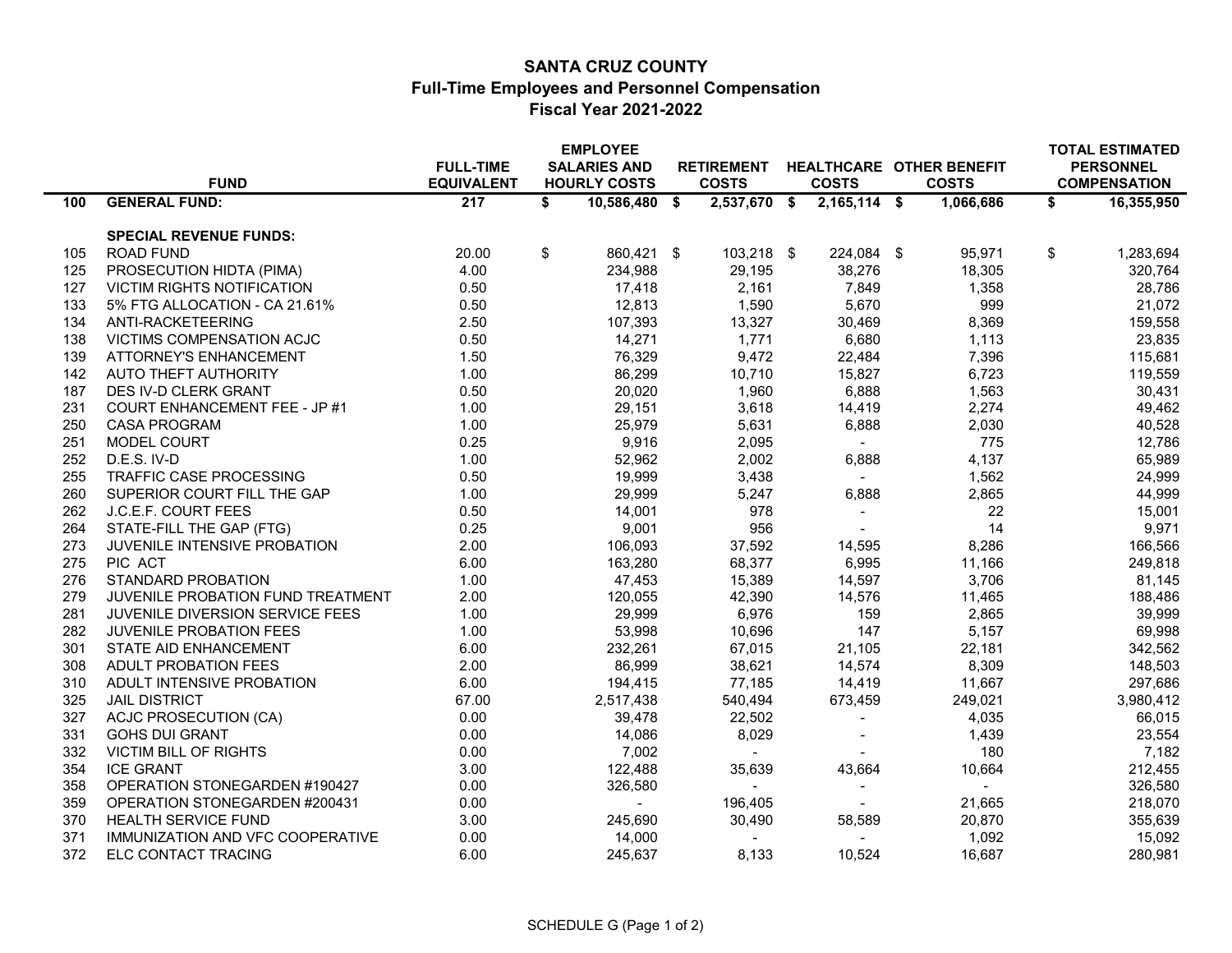# SANTA CRUZ COUNTY
## Full-Time Employees and Personnel Compensation
### Fiscal Year 2021-2022

| | FUND | FULL-TIME EQUIVALENT | EMPLOYEE SALARIES AND HOURLY COSTS | RETIREMENT COSTS | HEALTHCARE COSTS | OTHER BENEFIT COSTS | TOTAL ESTIMATED PERSONNEL COMPENSATION |
|---|---|---|---|---|---|---|---|
| **100** | **GENERAL FUND:** | **217** | **$ 10,586,480** | **$ 2,537,670** | **$ 2,165,114** | **$ 1,066,686** | **$ 16,355,950** |
| | **SPECIAL REVENUE FUNDS:** | | | | | | |
| 105 | ROAD FUND | 20.00 | $ 860,421 | $ 103,218 | $ 224,084 | $ 95,971 | $ 1,283,694 |
| 125 | PROSECUTION HIDTA (PIMA) | 4.00 | 234,988 | 29,195 | 38,276 | 18,305 | 320,764 |
| 127 | VICTIM RIGHTS NOTIFICATION | 0.50 | 17,418 | 2,161 | 7,849 | 1,358 | 28,786 |
| 133 | 5% FTG ALLOCATION - CA 21.61% | 0.50 | 12,813 | 1,590 | 5,670 | 999 | 21,072 |
| 134 | ANTI-RACKETEERING | 2.50 | 107,393 | 13,327 | 30,469 | 8,369 | 159,558 |
| 138 | VICTIMS COMPENSATION ACJC | 0.50 | 14,271 | 1,771 | 6,680 | 1,113 | 23,835 |
| 139 | ATTORNEY'S ENHANCEMENT | 1.50 | 76,329 | 9,472 | 22,484 | 7,396 | 115,681 |
| 142 | AUTO THEFT AUTHORITY | 1.00 | 86,299 | 10,710 | 15,827 | 6,723 | 119,559 |
| 187 | DES IV-D CLERK GRANT | 0.50 | 20,020 | 1,960 | 6,888 | 1,563 | 30,431 |
| 231 | COURT ENHANCEMENT FEE - JP #1 | 1.00 | 29,151 | 3,618 | 14,419 | 2,274 | 49,462 |
| 250 | CASA PROGRAM | 1.00 | 25,979 | 5,631 | 6,888 | 2,030 | 40,528 |
| 251 | MODEL COURT | 0.25 | 9,916 | 2,095 | - | 775 | 12,786 |
| 252 | D.E.S. IV-D | 1.00 | 52,962 | 2,002 | 6,888 | 4,137 | 65,989 |
| 255 | TRAFFIC CASE PROCESSING | 0.50 | 19,999 | 3,438 | - | 1,562 | 24,999 |
| 260 | SUPERIOR COURT FILL THE GAP | 1.00 | 29,999 | 5,247 | 6,888 | 2,865 | 44,999 |
| 262 | J.C.E.F. COURT FEES | 0.50 | 14,001 | 978 | - | 22 | 15,001 |
| 264 | STATE-FILL THE GAP (FTG) | 0.25 | 9,001 | 956 | - | 14 | 9,971 |
| 273 | JUVENILE INTENSIVE PROBATION | 2.00 | 106,093 | 37,592 | 14,595 | 8,286 | 166,566 |
| 275 | PIC ACT | 6.00 | 163,280 | 68,377 | 6,995 | 11,166 | 249,818 |
| 276 | STANDARD PROBATION | 1.00 | 47,453 | 15,389 | 14,597 | 3,706 | 81,145 |
| 279 | JUVENILE PROBATION FUND TREATMENT | 2.00 | 120,055 | 42,390 | 14,576 | 11,465 | 188,486 |
| 281 | JUVENILE DIVERSION SERVICE FEES | 1.00 | 29,999 | 6,976 | 159 | 2,865 | 39,999 |
| 282 | JUVENILE PROBATION FEES | 1.00 | 53,998 | 10,696 | 147 | 5,157 | 69,998 |
| 301 | STATE AID ENHANCEMENT | 6.00 | 232,261 | 67,015 | 21,105 | 22,181 | 342,562 |
| 308 | ADULT PROBATION FEES | 2.00 | 86,999 | 38,621 | 14,574 | 8,309 | 148,503 |
| 310 | ADULT INTENSIVE PROBATION | 6.00 | 194,415 | 77,185 | 14,419 | 11,667 | 297,686 |
| 325 | JAIL DISTRICT | 67.00 | 2,517,438 | 540,494 | 673,459 | 249,021 | 3,980,412 |
| 327 | ACJC PROSECUTION (CA) | 0.00 | 39,478 | 22,502 | - | 4,035 | 66,015 |
| 331 | GOHS DUI GRANT | 0.00 | 14,086 | 8,029 | - | 1,439 | 23,554 |
| 332 | VICTIM BILL OF RIGHTS | 0.00 | 7,002 | - | - | 180 | 7,182 |
| 354 | ICE GRANT | 3.00 | 122,488 | 35,639 | 43,664 | 10,664 | 212,455 |
| 358 | OPERATION STONEGARDEN #190427 | 0.00 | 326,580 | - | - | - | 326,580 |
| 359 | OPERATION STONEGARDEN #200431 | 0.00 | - | 196,405 | - | 21,665 | 218,070 |
| 370 | HEALTH SERVICE FUND | 3.00 | 245,690 | 30,490 | 58,589 | 20,870 | 355,639 |
| 371 | IMMUNIZATION AND VFC COOPERATIVE | 0.00 | 14,000 | - | - | 1,092 | 15,092 |
| 372 | ELC CONTACT TRACING | 6.00 | 245,637 | 8,133 | 10,524 | 16,687 | 280,981 |

SCHEDULE G (Page 1 of 2)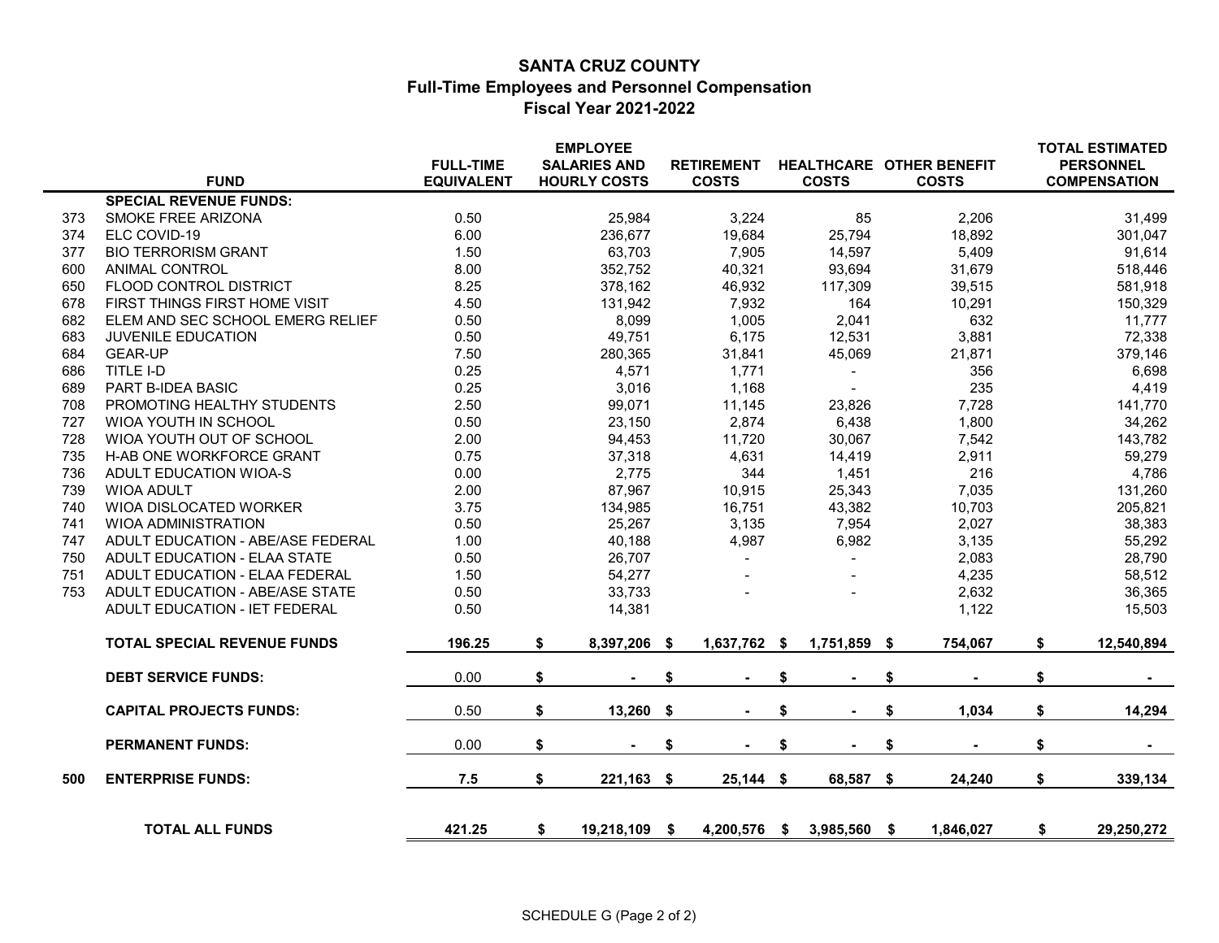# SANTA CRUZ COUNTY

## Full-Time Employees and Personnel Compensation

### Fiscal Year 2021-2022

| | FUND | FULL-TIME EQUIVALENT | EMPLOYEE SALARIES AND HOURLY COSTS | RETIREMENT COSTS | HEALTHCARE COSTS | OTHER BENEFIT COSTS | TOTAL ESTIMATED PERSONNEL COMPENSATION |
|---|---|---|---|---|---|---|---|
| | **SPECIAL REVENUE FUNDS:** | | | | | | |
| 373 | SMOKE FREE ARIZONA | 0.50 | 25,984 | 3,224 | 85 | 2,206 | 31,499 |
| 374 | ELC COVID-19 | 6.00 | 236,677 | 19,684 | 25,794 | 18,892 | 301,047 |
| 377 | BIO TERRORISM GRANT | 1.50 | 63,703 | 7,905 | 14,597 | 5,409 | 91,614 |
| 600 | ANIMAL CONTROL | 8.00 | 352,752 | 40,321 | 93,694 | 31,679 | 518,446 |
| 650 | FLOOD CONTROL DISTRICT | 8.25 | 378,162 | 46,932 | 117,309 | 39,515 | 581,918 |
| 678 | FIRST THINGS FIRST HOME VISIT | 4.50 | 131,942 | 7,932 | 164 | 10,291 | 150,329 |
| 682 | ELEM AND SEC SCHOOL EMERG RELIEF | 0.50 | 8,099 | 1,005 | 2,041 | 632 | 11,777 |
| 683 | JUVENILE EDUCATION | 0.50 | 49,751 | 6,175 | 12,531 | 3,881 | 72,338 |
| 684 | GEAR-UP | 7.50 | 280,365 | 31,841 | 45,069 | 21,871 | 379,146 |
| 686 | TITLE I-D | 0.25 | 4,571 | 1,771 | - | 356 | 6,698 |
| 689 | PART B-IDEA BASIC | 0.25 | 3,016 | 1,168 | - | 235 | 4,419 |
| 708 | PROMOTING HEALTHY STUDENTS | 2.50 | 99,071 | 11,145 | 23,826 | 7,728 | 141,770 |
| 727 | WIOA YOUTH IN SCHOOL | 0.50 | 23,150 | 2,874 | 6,438 | 1,800 | 34,262 |
| 728 | WIOA YOUTH OUT OF SCHOOL | 2.00 | 94,453 | 11,720 | 30,067 | 7,542 | 143,782 |
| 735 | H-AB ONE WORKFORCE GRANT | 0.75 | 37,318 | 4,631 | 14,419 | 2,911 | 59,279 |
| 736 | ADULT EDUCATION WIOA-S | 0.00 | 2,775 | 344 | 1,451 | 216 | 4,786 |
| 739 | WIOA ADULT | 2.00 | 87,967 | 10,915 | 25,343 | 7,035 | 131,260 |
| 740 | WIOA DISLOCATED WORKER | 3.75 | 134,985 | 16,751 | 43,382 | 10,703 | 205,821 |
| 741 | WIOA ADMINISTRATION | 0.50 | 25,267 | 3,135 | 7,954 | 2,027 | 38,383 |
| 747 | ADULT EDUCATION - ABE/ASE FEDERAL | 1.00 | 40,188 | 4,987 | 6,982 | 3,135 | 55,292 |
| 750 | ADULT EDUCATION - ELAA STATE | 0.50 | 26,707 | - | - | 2,083 | 28,790 |
| 751 | ADULT EDUCATION - ELAA FEDERAL | 1.50 | 54,277 | - | - | 4,235 | 58,512 |
| 753 | ADULT EDUCATION - ABE/ASE STATE | 0.50 | 33,733 | - | - | 2,632 | 36,365 |
| | ADULT EDUCATION - IET FEDERAL | 0.50 | 14,381 | | | 1,122 | 15,503 |
| | **TOTAL SPECIAL REVENUE FUNDS** | **196.25** | **$ 8,397,206** | **$ 1,637,762** | **$ 1,751,859** | **$ 754,067** | **$ 12,540,894** |
| | **DEBT SERVICE FUNDS:** | 0.00 | **$ -** | **$ -** | **$ -** | **$ -** | **$ -** |
| | **CAPITAL PROJECTS FUNDS:** | 0.50 | **$ 13,260** | **$ -** | **$ -** | **$ 1,034** | **$ 14,294** |
| | **PERMANENT FUNDS:** | 0.00 | **$ -** | **$ -** | **$ -** | **$ -** | **$ -** |
| **500** | **ENTERPRISE FUNDS:** | **7.5** | **$ 221,163** | **$ 25,144** | **$ 68,587** | **$ 24,240** | **$ 339,134** |
| | **TOTAL ALL FUNDS** | **421.25** | **$ 19,218,109** | **$ 4,200,576** | **$ 3,985,560** | **$ 1,846,027** | **$ 29,250,272** |

SCHEDULE G (Page 2 of 2)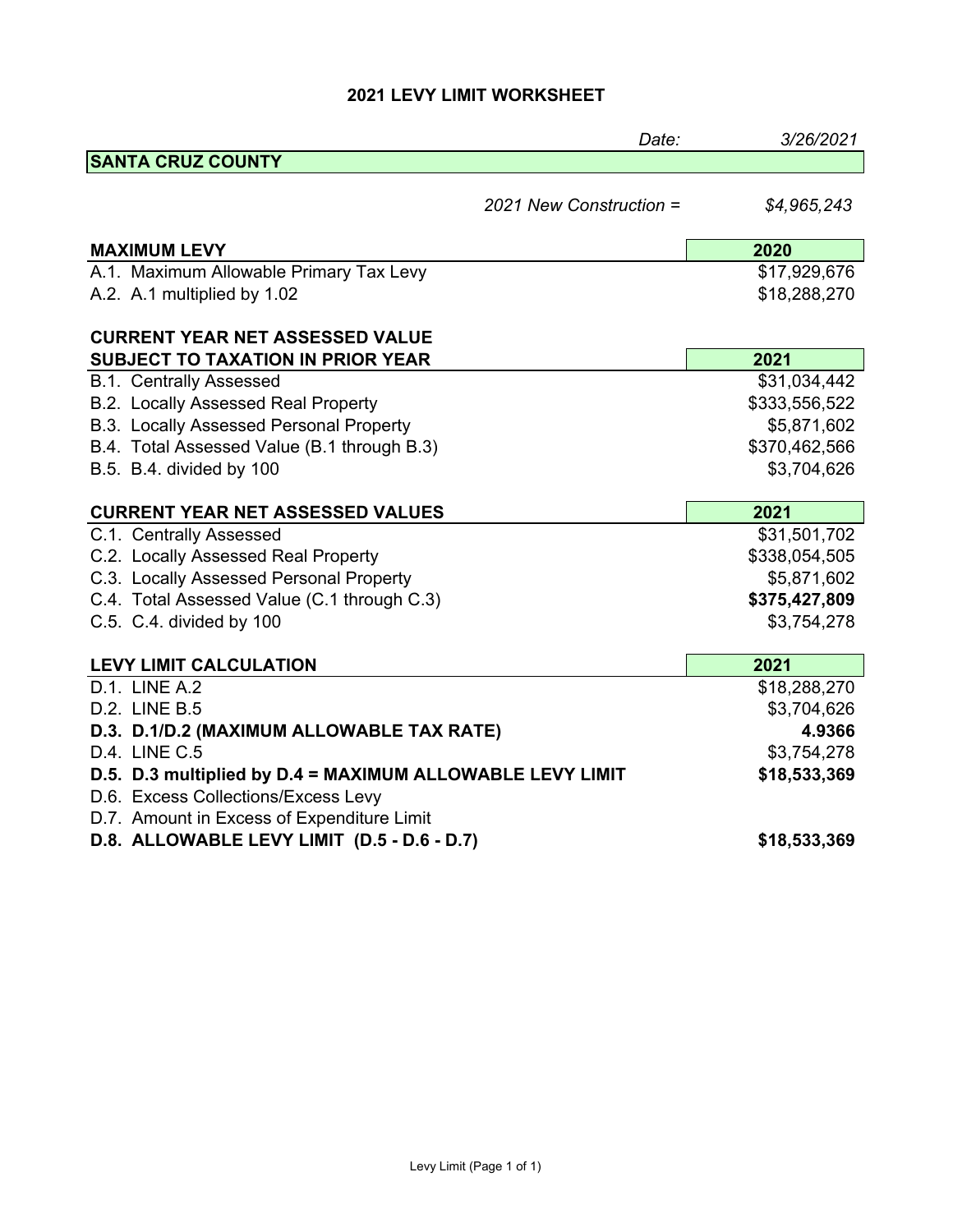# 2021 LEVY LIMIT WORKSHEET

| | |
|---|---|
| *Date:* | *3/26/2021* |
| **SANTA CRUZ COUNTY** | |
| *2021 New Construction =* | *$4,965,243* |

| **MAXIMUM LEVY** | **2020** |
|---|---|
| A.1. Maximum Allowable Primary Tax Levy | $17,929,676 |
| A.2. A.1 multiplied by 1.02 | $18,288,270 |

| **CURRENT YEAR NET ASSESSED VALUE SUBJECT TO TAXATION IN PRIOR YEAR** | **2021** |
|---|---|
| B.1. Centrally Assessed | $31,034,442 |
| B.2. Locally Assessed Real Property | $333,556,522 |
| B.3. Locally Assessed Personal Property | $5,871,602 |
| B.4. Total Assessed Value (B.1 through B.3) | $370,462,566 |
| B.5. B.4. divided by 100 | $3,704,626 |

| **CURRENT YEAR NET ASSESSED VALUES** | **2021** |
|---|---|
| C.1. Centrally Assessed | $31,501,702 |
| C.2. Locally Assessed Real Property | $338,054,505 |
| C.3. Locally Assessed Personal Property | $5,871,602 |
| C.4. Total Assessed Value (C.1 through C.3) | **$375,427,809** |
| C.5. C.4. divided by 100 | $3,754,278 |

| **LEVY LIMIT CALCULATION** | **2021** |
|---|---|
| D.1. LINE A.2 | $18,288,270 |
| D.2. LINE B.5 | $3,704,626 |
| **D.3. D.1/D.2 (MAXIMUM ALLOWABLE TAX RATE)** | **4.9366** |
| D.4. LINE C.5 | $3,754,278 |
| **D.5. D.3 multiplied by D.4 = MAXIMUM ALLOWABLE LEVY LIMIT** | **$18,533,369** |
| D.6. Excess Collections/Excess Levy | |
| D.7. Amount in Excess of Expenditure Limit | |
| **D.8. ALLOWABLE LEVY LIMIT (D.5 - D.6 - D.7)** | **$18,533,369** |